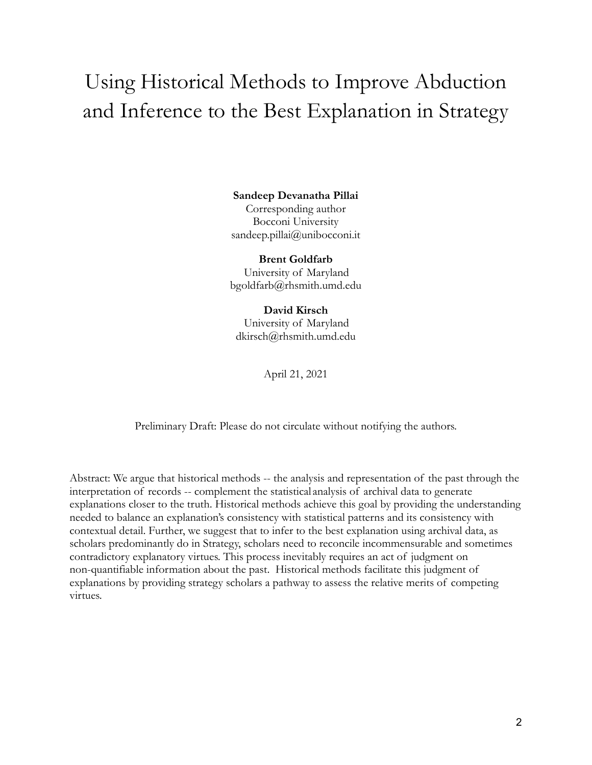# Using Historical Methods to Improve Abduction and Inference to the Best Explanation in Strategy

**Sandeep Devanatha Pillai**
Corresponding author
Bocconi University
sandeep.pillai@unibocconi.it

**Brent Goldfarb**
University of Maryland
bgoldfarb@rhsmith.umd.edu

**David Kirsch**
University of Maryland
dkirsch@rhsmith.umd.edu

April 21, 2021

Preliminary Draft: Please do not circulate without notifying the authors.

Abstract: We argue that historical methods -- the analysis and representation of the past through the interpretation of records -- complement the statistical analysis of archival data to generate explanations closer to the truth. Historical methods achieve this goal by providing the understanding needed to balance an explanation's consistency with statistical patterns and its consistency with contextual detail. Further, we suggest that to infer to the best explanation using archival data, as scholars predominantly do in Strategy, scholars need to reconcile incommensurable and sometimes contradictory explanatory virtues. This process inevitably requires an act of judgment on non-quantifiable information about the past. Historical methods facilitate this judgment of explanations by providing strategy scholars a pathway to assess the relative merits of competing virtues.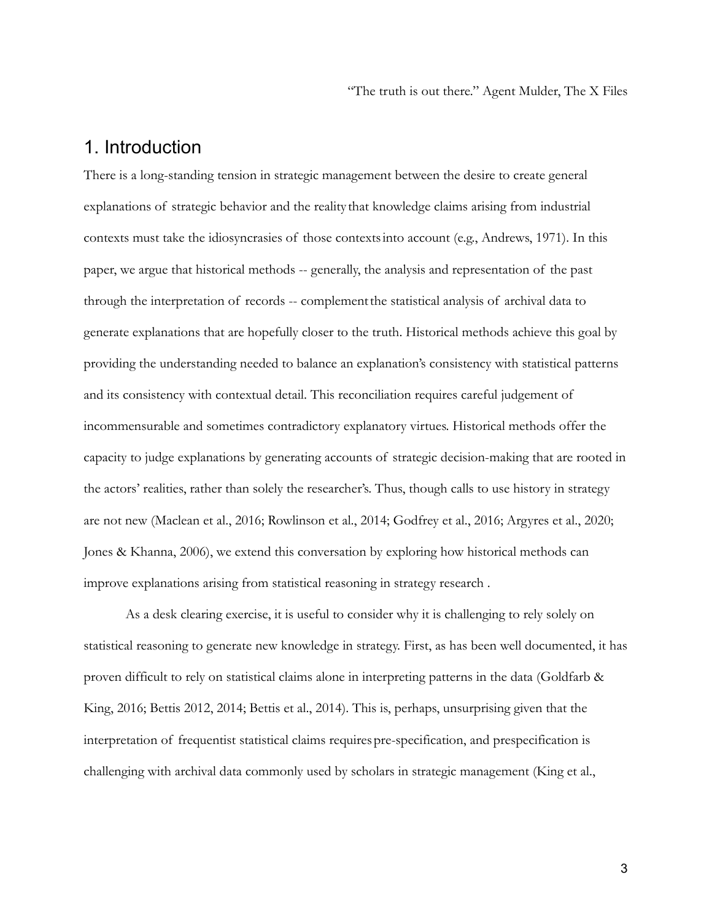"The truth is out there." Agent Mulder, The X Files

## 1. Introduction

There is a long-standing tension in strategic management between the desire to create general explanations of strategic behavior and the reality that knowledge claims arising from industrial contexts must take the idiosyncrasies of those contexts into account (e.g., Andrews, 1971). In this paper, we argue that historical methods -- generally, the analysis and representation of the past through the interpretation of records -- complement the statistical analysis of archival data to generate explanations that are hopefully closer to the truth. Historical methods achieve this goal by providing the understanding needed to balance an explanation's consistency with statistical patterns and its consistency with contextual detail. This reconciliation requires careful judgement of incommensurable and sometimes contradictory explanatory virtues. Historical methods offer the capacity to judge explanations by generating accounts of strategic decision-making that are rooted in the actors' realities, rather than solely the researcher's. Thus, though calls to use history in strategy are not new (Maclean et al., 2016; Rowlinson et al., 2014; Godfrey et al., 2016; Argyres et al., 2020; Jones & Khanna, 2006), we extend this conversation by exploring how historical methods can improve explanations arising from statistical reasoning in strategy research .

As a desk clearing exercise, it is useful to consider why it is challenging to rely solely on statistical reasoning to generate new knowledge in strategy. First, as has been well documented, it has proven difficult to rely on statistical claims alone in interpreting patterns in the data (Goldfarb & King, 2016; Bettis 2012, 2014; Bettis et al., 2014). This is, perhaps, unsurprising given that the interpretation of frequentist statistical claims requires pre-specification, and prespecification is challenging with archival data commonly used by scholars in strategic management (King et al.,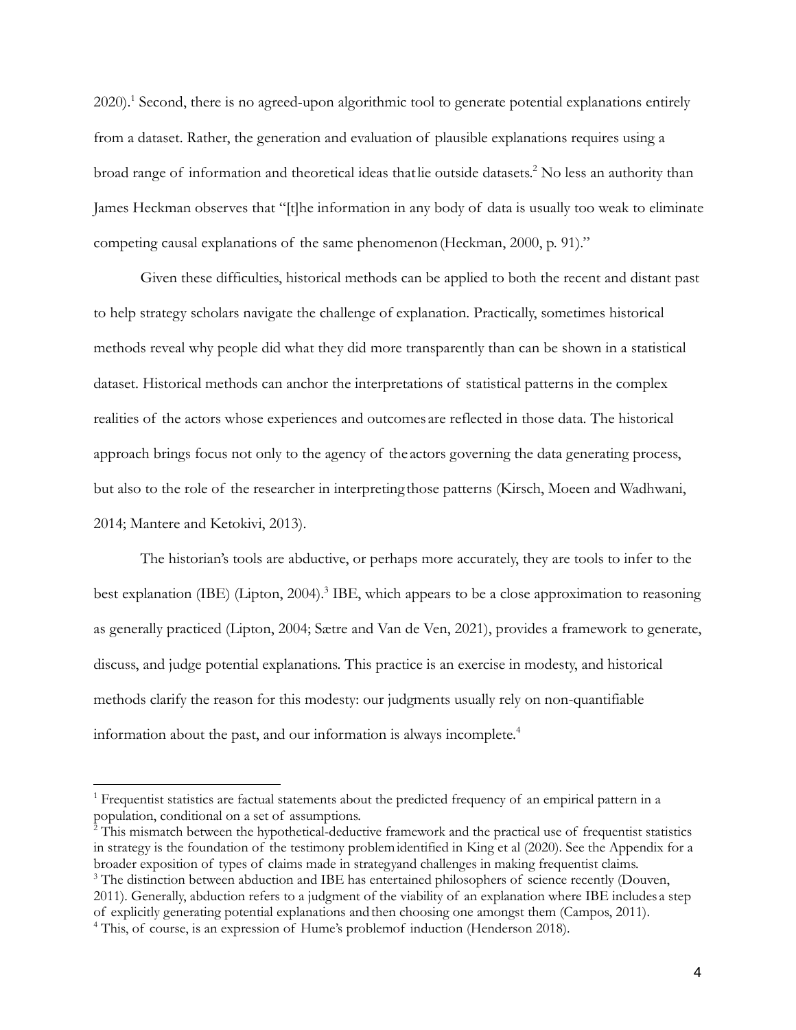2020).[1] Second, there is no agreed-upon algorithmic tool to generate potential explanations entirely from a dataset. Rather, the generation and evaluation of plausible explanations requires using a broad range of information and theoretical ideas that lie outside datasets.[2] No less an authority than James Heckman observes that "[t]he information in any body of data is usually too weak to eliminate competing causal explanations of the same phenomenon (Heckman, 2000, p. 91)."

Given these difficulties, historical methods can be applied to both the recent and distant past to help strategy scholars navigate the challenge of explanation. Practically, sometimes historical methods reveal why people did what they did more transparently than can be shown in a statistical dataset. Historical methods can anchor the interpretations of statistical patterns in the complex realities of the actors whose experiences and outcomes are reflected in those data. The historical approach brings focus not only to the agency of the actors governing the data generating process, but also to the role of the researcher in interpreting those patterns (Kirsch, Moeen and Wadhwani, 2014; Mantere and Ketokivi, 2013).

The historian's tools are abductive, or perhaps more accurately, they are tools to infer to the best explanation (IBE) (Lipton, 2004).[3] IBE, which appears to be a close approximation to reasoning as generally practiced (Lipton, 2004; Sætre and Van de Ven, 2021), provides a framework to generate, discuss, and judge potential explanations. This practice is an exercise in modesty, and historical methods clarify the reason for this modesty: our judgments usually rely on non-quantifiable information about the past, and our information is always incomplete.[4]

---

[1] Frequentist statistics are factual statements about the predicted frequency of an empirical pattern in a population, conditional on a set of assumptions.

[2] This mismatch between the hypothetical-deductive framework and the practical use of frequentist statistics in strategy is the foundation of the testimony problem identified in King et al (2020). See the Appendix for a broader exposition of types of claims made in strategy and challenges in making frequentist claims.

[3] The distinction between abduction and IBE has entertained philosophers of science recently (Douven, 2011). Generally, abduction refers to a judgment of the viability of an explanation where IBE includes a step of explicitly generating potential explanations and then choosing one amongst them (Campos, 2011).

[4] This, of course, is an expression of Hume's problem of induction (Henderson 2018).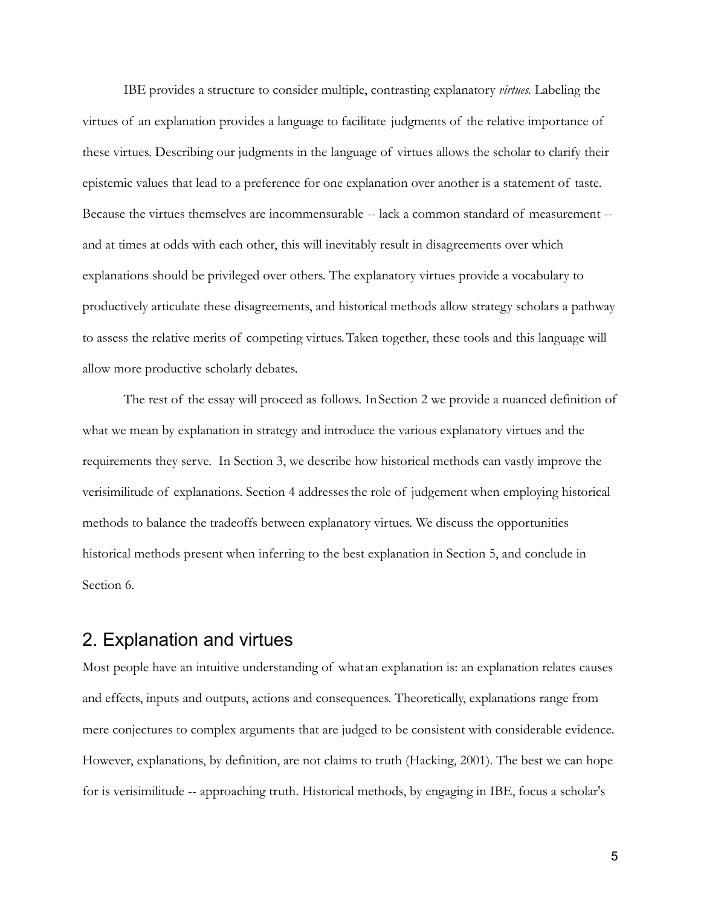IBE provides a structure to consider multiple, contrasting explanatory *virtues*. Labeling the virtues of an explanation provides a language to facilitate judgments of the relative importance of these virtues. Describing our judgments in the language of virtues allows the scholar to clarify their epistemic values that lead to a preference for one explanation over another is a statement of taste. Because the virtues themselves are incommensurable -- lack a common standard of measurement -- and at times at odds with each other, this will inevitably result in disagreements over which explanations should be privileged over others. The explanatory virtues provide a vocabulary to productively articulate these disagreements, and historical methods allow strategy scholars a pathway to assess the relative merits of competing virtues. Taken together, these tools and this language will allow more productive scholarly debates.

The rest of the essay will proceed as follows. In Section 2 we provide a nuanced definition of what we mean by explanation in strategy and introduce the various explanatory virtues and the requirements they serve. In Section 3, we describe how historical methods can vastly improve the verisimilitude of explanations. Section 4 addresses the role of judgement when employing historical methods to balance the tradeoffs between explanatory virtues. We discuss the opportunities historical methods present when inferring to the best explanation in Section 5, and conclude in Section 6.

## 2. Explanation and virtues

Most people have an intuitive understanding of what an explanation is: an explanation relates causes and effects, inputs and outputs, actions and consequences. Theoretically, explanations range from mere conjectures to complex arguments that are judged to be consistent with considerable evidence. However, explanations, by definition, are not claims to truth (Hacking, 2001). The best we can hope for is verisimilitude -- approaching truth. Historical methods, by engaging in IBE, focus a scholar's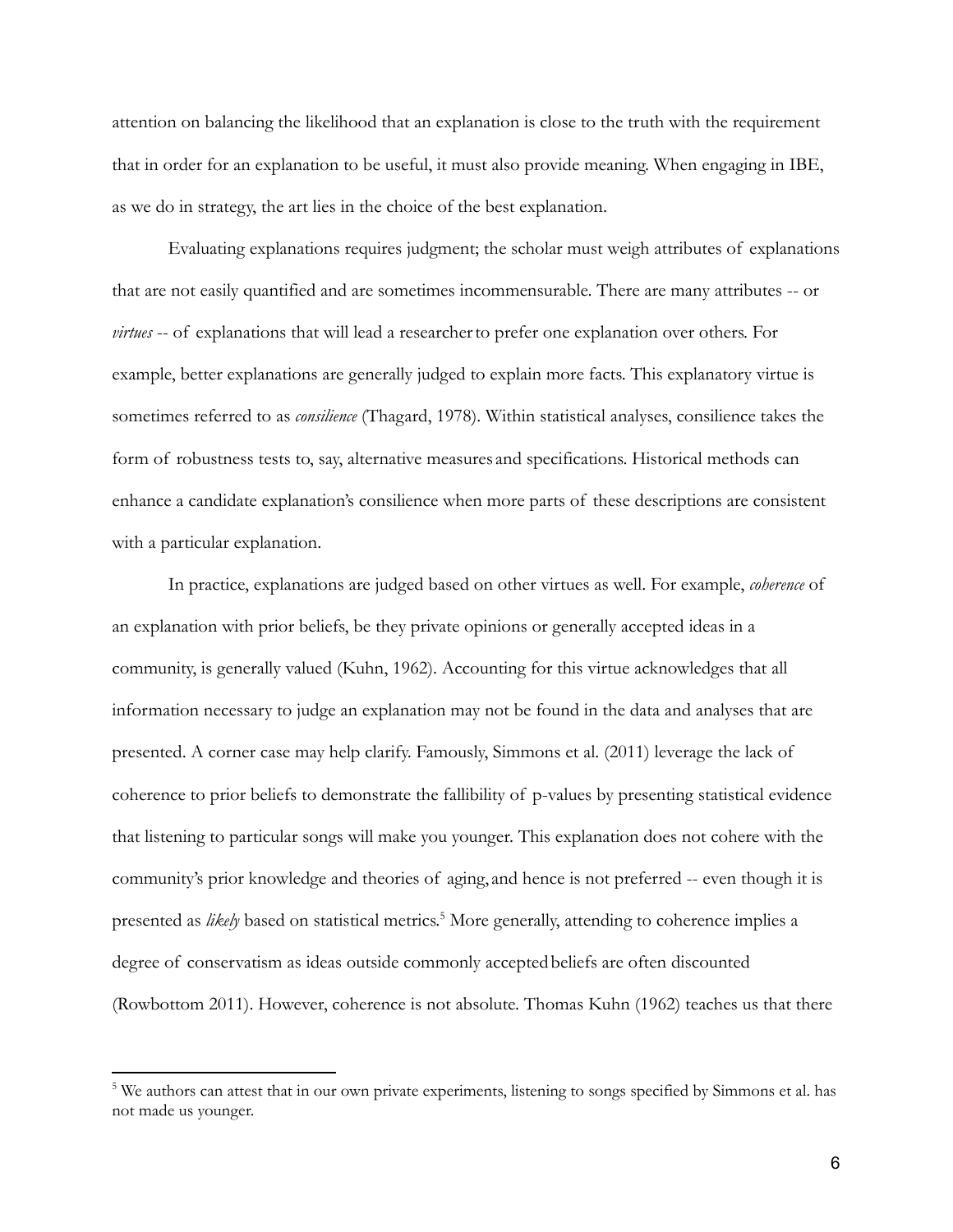attention on balancing the likelihood that an explanation is close to the truth with the requirement that in order for an explanation to be useful, it must also provide meaning. When engaging in IBE, as we do in strategy, the art lies in the choice of the best explanation.

Evaluating explanations requires judgment; the scholar must weigh attributes of explanations that are not easily quantified and are sometimes incommensurable. There are many attributes -- or *virtues* -- of explanations that will lead a researcher to prefer one explanation over others. For example, better explanations are generally judged to explain more facts. This explanatory virtue is sometimes referred to as *consilience* (Thagard, 1978). Within statistical analyses, consilience takes the form of robustness tests to, say, alternative measures and specifications. Historical methods can enhance a candidate explanation's consilience when more parts of these descriptions are consistent with a particular explanation.

In practice, explanations are judged based on other virtues as well. For example, *coherence* of an explanation with prior beliefs, be they private opinions or generally accepted ideas in a community, is generally valued (Kuhn, 1962). Accounting for this virtue acknowledges that all information necessary to judge an explanation may not be found in the data and analyses that are presented. A corner case may help clarify. Famously, Simmons et al. (2011) leverage the lack of coherence to prior beliefs to demonstrate the fallibility of p-values by presenting statistical evidence that listening to particular songs will make you younger. This explanation does not cohere with the community's prior knowledge and theories of aging, and hence is not preferred -- even though it is presented as *likely* based on statistical metrics.[5] More generally, attending to coherence implies a degree of conservatism as ideas outside commonly accepted beliefs are often discounted (Rowbottom 2011). However, coherence is not absolute. Thomas Kuhn (1962) teaches us that there

[5] We authors can attest that in our own private experiments, listening to songs specified by Simmons et al. has not made us younger.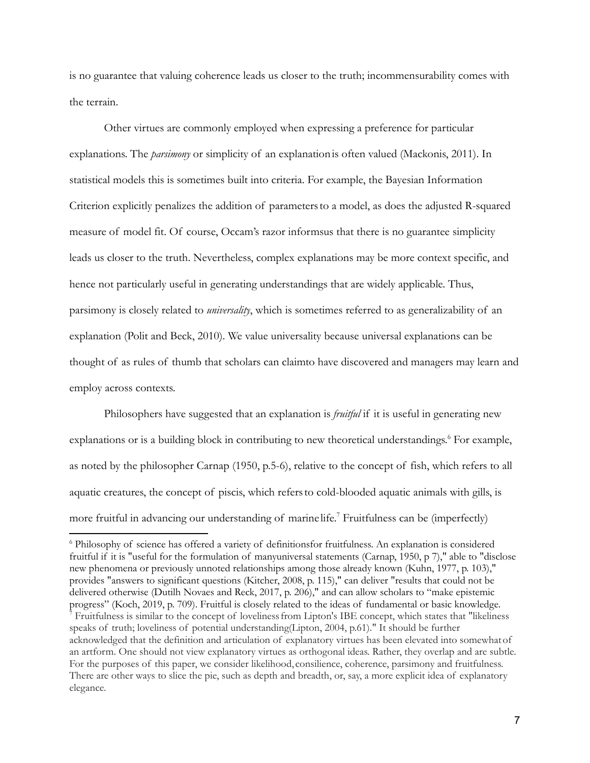is no guarantee that valuing coherence leads us closer to the truth; incommensurability comes with the terrain.

Other virtues are commonly employed when expressing a preference for particular explanations. The *parsimony* or simplicity of an explanation is often valued (Mackonis, 2011). In statistical models this is sometimes built into criteria. For example, the Bayesian Information Criterion explicitly penalizes the addition of parameters to a model, as does the adjusted R-squared measure of model fit. Of course, Occam's razor informs us that there is no guarantee simplicity leads us closer to the truth. Nevertheless, complex explanations may be more context specific, and hence not particularly useful in generating understandings that are widely applicable. Thus, parsimony is closely related to *universality*, which is sometimes referred to as generalizability of an explanation (Polit and Beck, 2010). We value universality because universal explanations can be thought of as rules of thumb that scholars can claim to have discovered and managers may learn and employ across contexts.

Philosophers have suggested that an explanation is *fruitful* if it is useful in generating new explanations or is a building block in contributing to new theoretical understandings.[6] For example, as noted by the philosopher Carnap (1950, p.5-6), relative to the concept of fish, which refers to all aquatic creatures, the concept of piscis, which refers to cold-blooded aquatic animals with gills, is more fruitful in advancing our understanding of marine life.[7] Fruitfulness can be (imperfectly)

---

[6] Philosophy of science has offered a variety of definitions for fruitfulness. An explanation is considered fruitful if it is "useful for the formulation of many universal statements (Carnap, 1950, p 7)," able to "disclose new phenomena or previously unnoted relationships among those already known (Kuhn, 1977, p. 103)," provides "answers to significant questions (Kitcher, 2008, p. 115)," can deliver "results that could not be delivered otherwise (Dutilh Novaes and Reck, 2017, p. 206)," and can allow scholars to "make epistemic progress" (Koch, 2019, p. 709). Fruitful is closely related to the ideas of fundamental or basic knowledge.

[7] Fruitfulness is similar to the concept of loveliness from Lipton's IBE concept, which states that "likeliness speaks of truth; loveliness of potential understanding(Lipton, 2004, p.61)." It should be further acknowledged that the definition and articulation of explanatory virtues has been elevated into somewhat of an artform. One should not view explanatory virtues as orthogonal ideas. Rather, they overlap and are subtle. For the purposes of this paper, we consider likelihood, consilience, coherence, parsimony and fruitfulness. There are other ways to slice the pie, such as depth and breadth, or, say, a more explicit idea of explanatory elegance.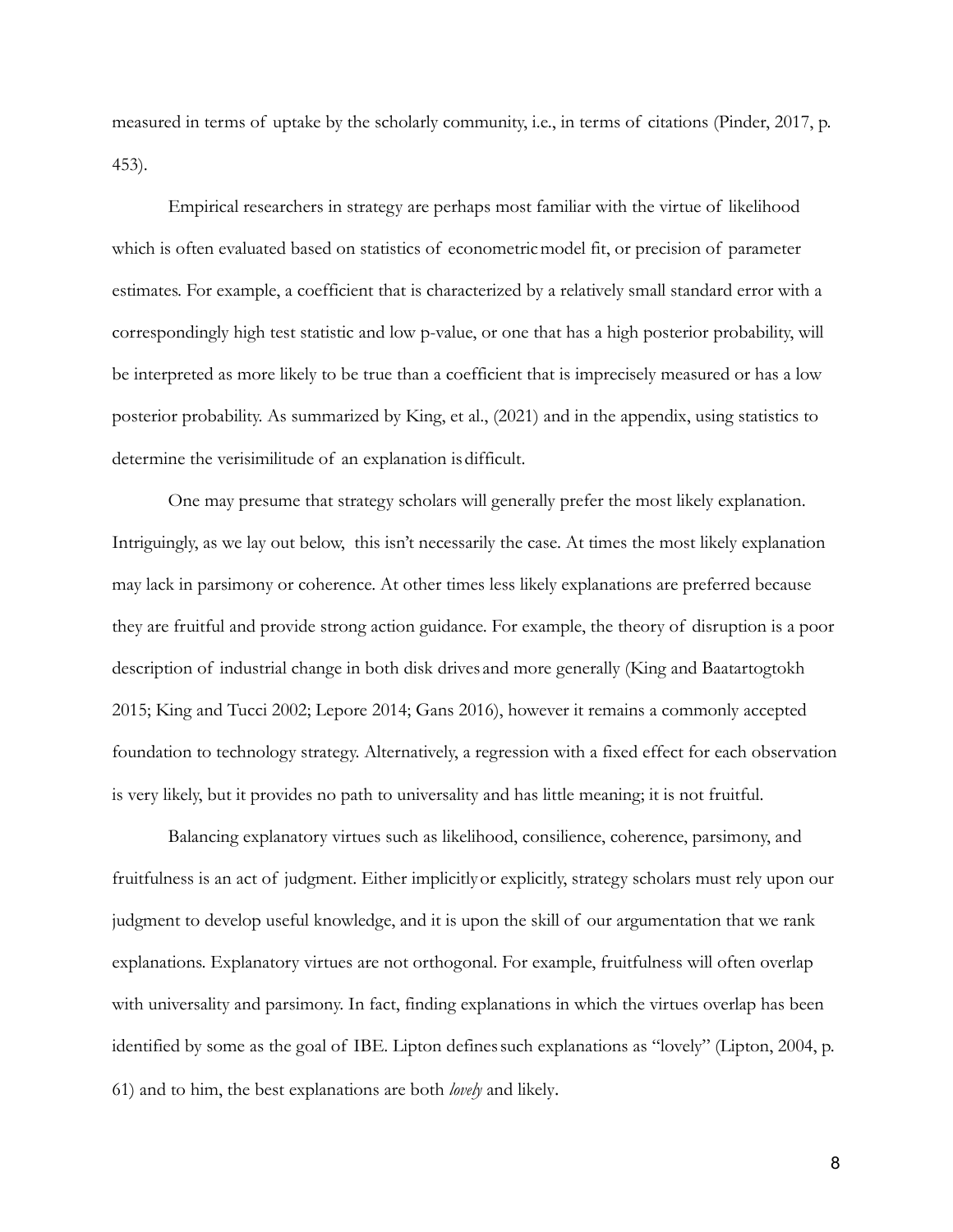measured in terms of uptake by the scholarly community, i.e., in terms of citations (Pinder, 2017, p. 453).

Empirical researchers in strategy are perhaps most familiar with the virtue of likelihood which is often evaluated based on statistics of econometric model fit, or precision of parameter estimates. For example, a coefficient that is characterized by a relatively small standard error with a correspondingly high test statistic and low p-value, or one that has a high posterior probability, will be interpreted as more likely to be true than a coefficient that is imprecisely measured or has a low posterior probability. As summarized by King, et al., (2021) and in the appendix, using statistics to determine the verisimilitude of an explanation is difficult.

One may presume that strategy scholars will generally prefer the most likely explanation. Intriguingly, as we lay out below, this isn't necessarily the case. At times the most likely explanation may lack in parsimony or coherence. At other times less likely explanations are preferred because they are fruitful and provide strong action guidance. For example, the theory of disruption is a poor description of industrial change in both disk drives and more generally (King and Baatartogtokh 2015; King and Tucci 2002; Lepore 2014; Gans 2016), however it remains a commonly accepted foundation to technology strategy. Alternatively, a regression with a fixed effect for each observation is very likely, but it provides no path to universality and has little meaning; it is not fruitful.

Balancing explanatory virtues such as likelihood, consilience, coherence, parsimony, and fruitfulness is an act of judgment. Either implicitly or explicitly, strategy scholars must rely upon our judgment to develop useful knowledge, and it is upon the skill of our argumentation that we rank explanations. Explanatory virtues are not orthogonal. For example, fruitfulness will often overlap with universality and parsimony. In fact, finding explanations in which the virtues overlap has been identified by some as the goal of IBE. Lipton defines such explanations as "lovely" (Lipton, 2004, p. 61) and to him, the best explanations are both *lovely* and likely.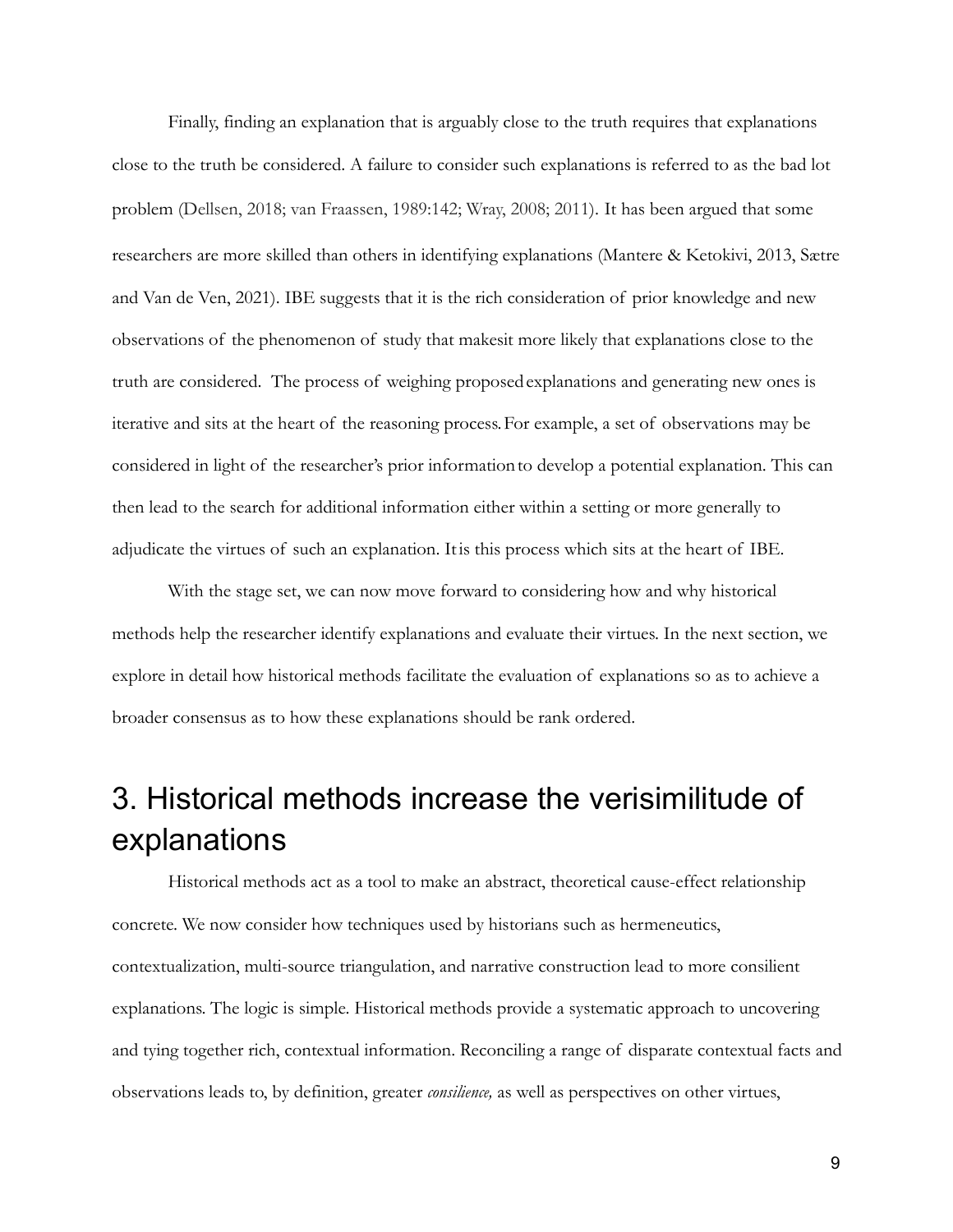Finally, finding an explanation that is arguably close to the truth requires that explanations close to the truth be considered. A failure to consider such explanations is referred to as the bad lot problem (Dellsen, 2018; van Fraassen, 1989:142; Wray, 2008; 2011). It has been argued that some researchers are more skilled than others in identifying explanations (Mantere & Ketokivi, 2013, Sætre and Van de Ven, 2021). IBE suggests that it is the rich consideration of prior knowledge and new observations of the phenomenon of study that makesit more likely that explanations close to the truth are considered. The process of weighing proposed explanations and generating new ones is iterative and sits at the heart of the reasoning process. For example, a set of observations may be considered in light of the researcher's prior information to develop a potential explanation. This can then lead to the search for additional information either within a setting or more generally to adjudicate the virtues of such an explanation. It is this process which sits at the heart of IBE.

With the stage set, we can now move forward to considering how and why historical methods help the researcher identify explanations and evaluate their virtues. In the next section, we explore in detail how historical methods facilitate the evaluation of explanations so as to achieve a broader consensus as to how these explanations should be rank ordered.

# 3. Historical methods increase the verisimilitude of explanations

Historical methods act as a tool to make an abstract, theoretical cause-effect relationship concrete. We now consider how techniques used by historians such as hermeneutics, contextualization, multi-source triangulation, and narrative construction lead to more consilient explanations. The logic is simple. Historical methods provide a systematic approach to uncovering and tying together rich, contextual information. Reconciling a range of disparate contextual facts and observations leads to, by definition, greater *consilience,* as well as perspectives on other virtues,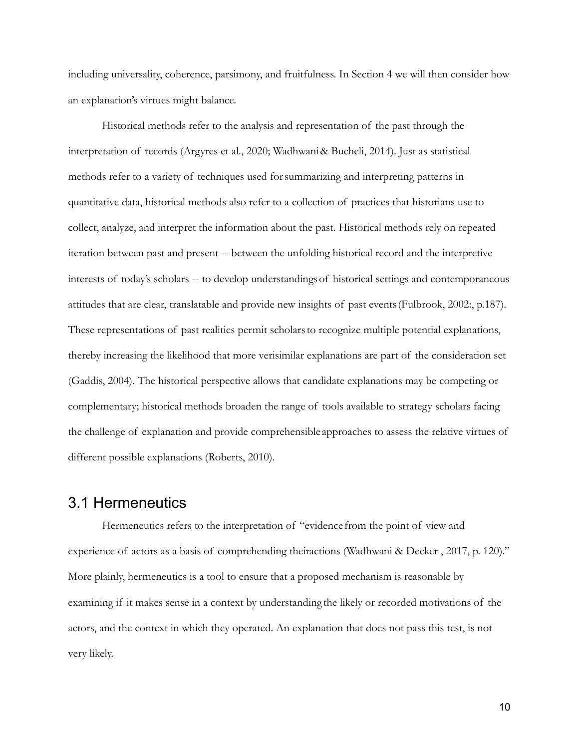including universality, coherence, parsimony, and fruitfulness. In Section 4 we will then consider how an explanation's virtues might balance.

Historical methods refer to the analysis and representation of the past through the interpretation of records (Argyres et al., 2020; Wadhwani & Bucheli, 2014). Just as statistical methods refer to a variety of techniques used for summarizing and interpreting patterns in quantitative data, historical methods also refer to a collection of practices that historians use to collect, analyze, and interpret the information about the past. Historical methods rely on repeated iteration between past and present -- between the unfolding historical record and the interpretive interests of today's scholars -- to develop understandings of historical settings and contemporaneous attitudes that are clear, translatable and provide new insights of past events (Fulbrook, 2002:, p.187). These representations of past realities permit scholars to recognize multiple potential explanations, thereby increasing the likelihood that more verisimilar explanations are part of the consideration set (Gaddis, 2004). The historical perspective allows that candidate explanations may be competing or complementary; historical methods broaden the range of tools available to strategy scholars facing the challenge of explanation and provide comprehensible approaches to assess the relative virtues of different possible explanations (Roberts, 2010).

## 3.1 Hermeneutics

Hermeneutics refers to the interpretation of "evidence from the point of view and experience of actors as a basis of comprehending theiractions (Wadhwani & Decker , 2017, p. 120)." More plainly, hermeneutics is a tool to ensure that a proposed mechanism is reasonable by examining if it makes sense in a context by understanding the likely or recorded motivations of the actors, and the context in which they operated. An explanation that does not pass this test, is not very likely.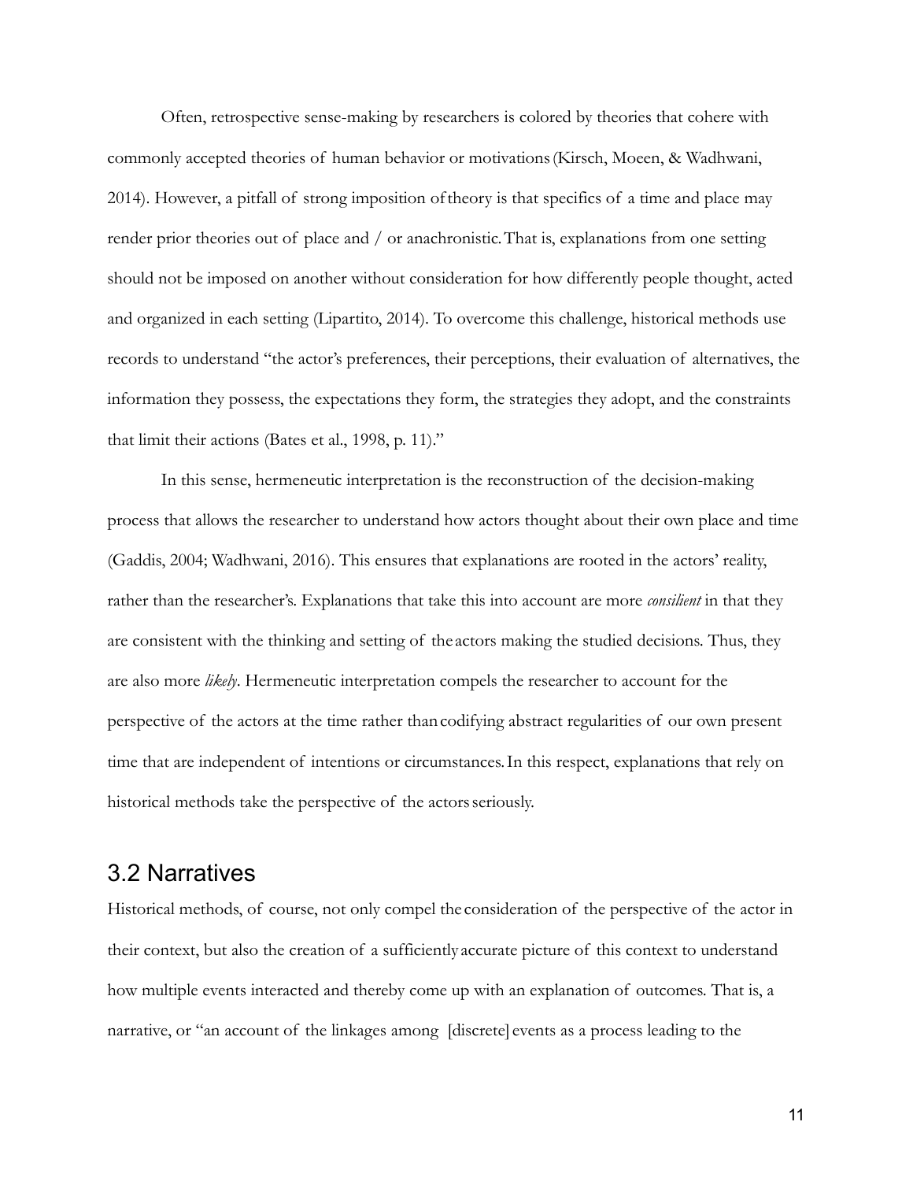Often, retrospective sense-making by researchers is colored by theories that cohere with commonly accepted theories of human behavior or motivations (Kirsch, Moeen, & Wadhwani, 2014). However, a pitfall of strong imposition of theory is that specifics of a time and place may render prior theories out of place and / or anachronistic. That is, explanations from one setting should not be imposed on another without consideration for how differently people thought, acted and organized in each setting (Lipartito, 2014). To overcome this challenge, historical methods use records to understand "the actor's preferences, their perceptions, their evaluation of alternatives, the information they possess, the expectations they form, the strategies they adopt, and the constraints that limit their actions (Bates et al., 1998, p. 11)."

In this sense, hermeneutic interpretation is the reconstruction of the decision-making process that allows the researcher to understand how actors thought about their own place and time (Gaddis, 2004; Wadhwani, 2016). This ensures that explanations are rooted in the actors' reality, rather than the researcher's. Explanations that take this into account are more *consilient* in that they are consistent with the thinking and setting of the actors making the studied decisions. Thus, they are also more *likely*. Hermeneutic interpretation compels the researcher to account for the perspective of the actors at the time rather than codifying abstract regularities of our own present time that are independent of intentions or circumstances. In this respect, explanations that rely on historical methods take the perspective of the actors seriously.

## 3.2 Narratives

Historical methods, of course, not only compel the consideration of the perspective of the actor in their context, but also the creation of a sufficiently accurate picture of this context to understand how multiple events interacted and thereby come up with an explanation of outcomes. That is, a narrative, or "an account of the linkages among [discrete] events as a process leading to the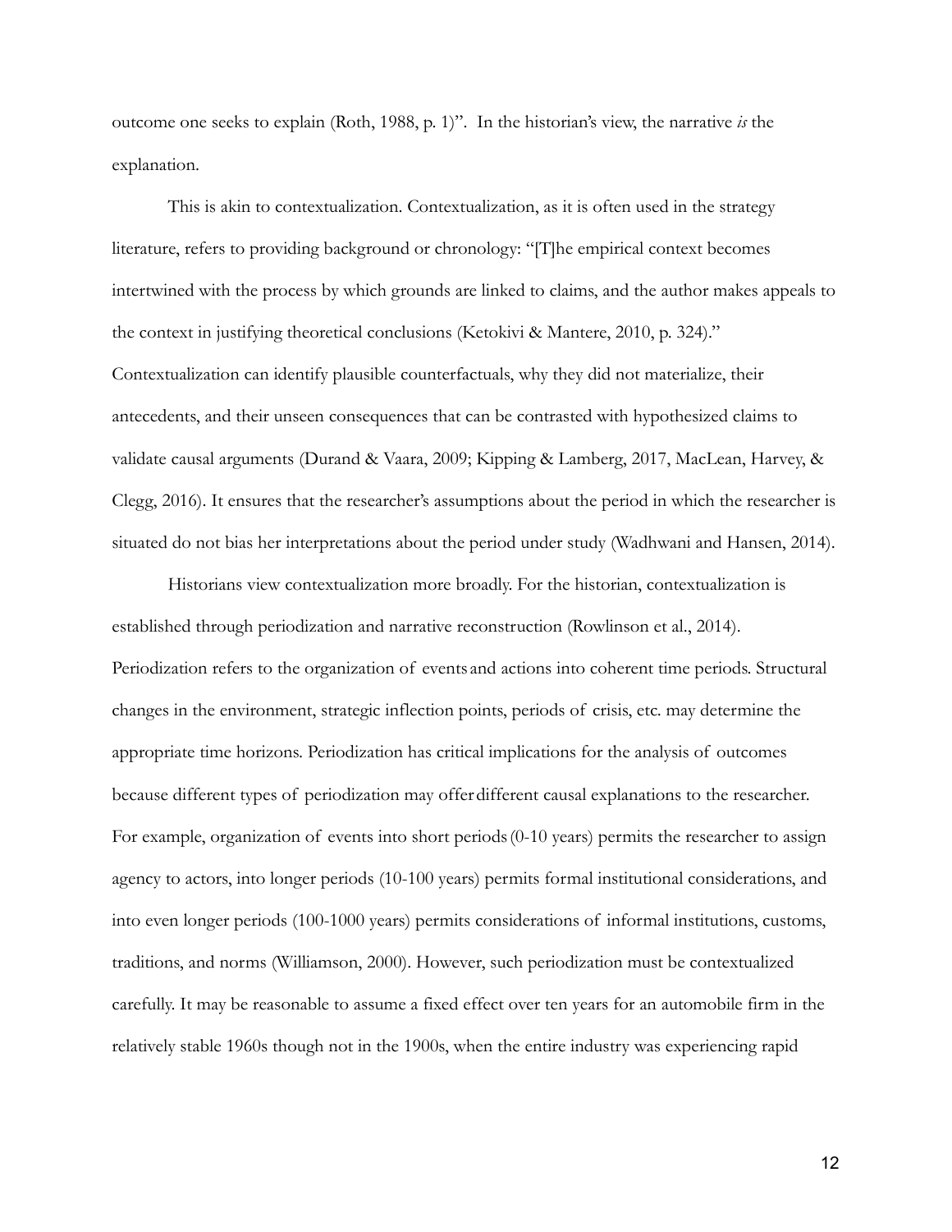outcome one seeks to explain (Roth, 1988, p. 1)". In the historian's view, the narrative *is* the explanation.

This is akin to contextualization. Contextualization, as it is often used in the strategy literature, refers to providing background or chronology: "[T]he empirical context becomes intertwined with the process by which grounds are linked to claims, and the author makes appeals to the context in justifying theoretical conclusions (Ketokivi & Mantere, 2010, p. 324)." Contextualization can identify plausible counterfactuals, why they did not materialize, their antecedents, and their unseen consequences that can be contrasted with hypothesized claims to validate causal arguments (Durand & Vaara, 2009; Kipping & Lamberg, 2017, MacLean, Harvey, & Clegg, 2016). It ensures that the researcher's assumptions about the period in which the researcher is situated do not bias her interpretations about the period under study (Wadhwani and Hansen, 2014).

Historians view contextualization more broadly. For the historian, contextualization is established through periodization and narrative reconstruction (Rowlinson et al., 2014). Periodization refers to the organization of events and actions into coherent time periods. Structural changes in the environment, strategic inflection points, periods of crisis, etc. may determine the appropriate time horizons. Periodization has critical implications for the analysis of outcomes because different types of periodization may offer different causal explanations to the researcher. For example, organization of events into short periods (0-10 years) permits the researcher to assign agency to actors, into longer periods (10-100 years) permits formal institutional considerations, and into even longer periods (100-1000 years) permits considerations of informal institutions, customs, traditions, and norms (Williamson, 2000). However, such periodization must be contextualized carefully. It may be reasonable to assume a fixed effect over ten years for an automobile firm in the relatively stable 1960s though not in the 1900s, when the entire industry was experiencing rapid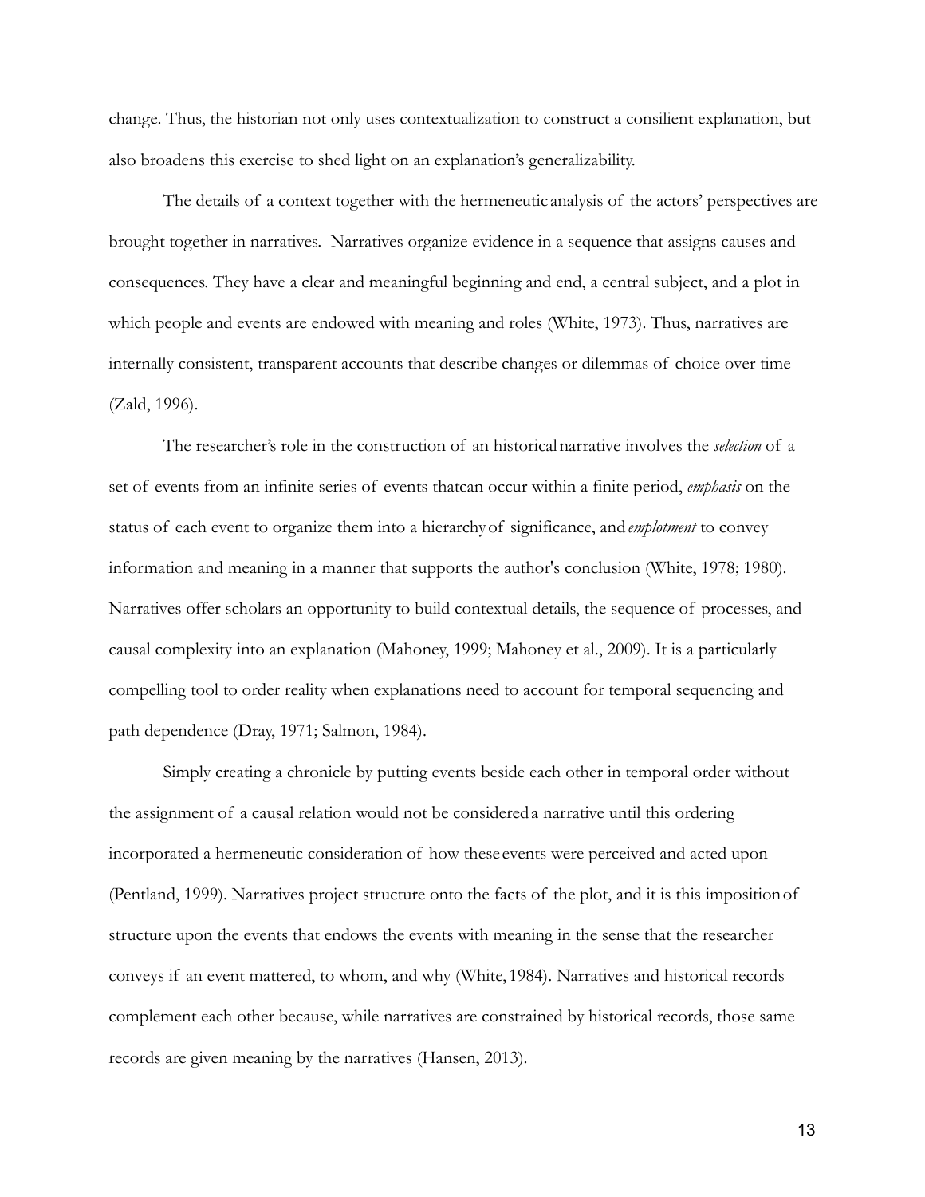change. Thus, the historian not only uses contextualization to construct a consilient explanation, but also broadens this exercise to shed light on an explanation's generalizability.

The details of a context together with the hermeneutic analysis of the actors' perspectives are brought together in narratives. Narratives organize evidence in a sequence that assigns causes and consequences. They have a clear and meaningful beginning and end, a central subject, and a plot in which people and events are endowed with meaning and roles (White, 1973). Thus, narratives are internally consistent, transparent accounts that describe changes or dilemmas of choice over time (Zald, 1996).

The researcher's role in the construction of an historical narrative involves the *selection* of a set of events from an infinite series of events thatcan occur within a finite period, *emphasis* on the status of each event to organize them into a hierarchy of significance, and *emplotment* to convey information and meaning in a manner that supports the author's conclusion (White, 1978; 1980). Narratives offer scholars an opportunity to build contextual details, the sequence of processes, and causal complexity into an explanation (Mahoney, 1999; Mahoney et al., 2009). It is a particularly compelling tool to order reality when explanations need to account for temporal sequencing and path dependence (Dray, 1971; Salmon, 1984).

Simply creating a chronicle by putting events beside each other in temporal order without the assignment of a causal relation would not be considered a narrative until this ordering incorporated a hermeneutic consideration of how these events were perceived and acted upon (Pentland, 1999). Narratives project structure onto the facts of the plot, and it is this imposition of structure upon the events that endows the events with meaning in the sense that the researcher conveys if an event mattered, to whom, and why (White, 1984). Narratives and historical records complement each other because, while narratives are constrained by historical records, those same records are given meaning by the narratives (Hansen, 2013).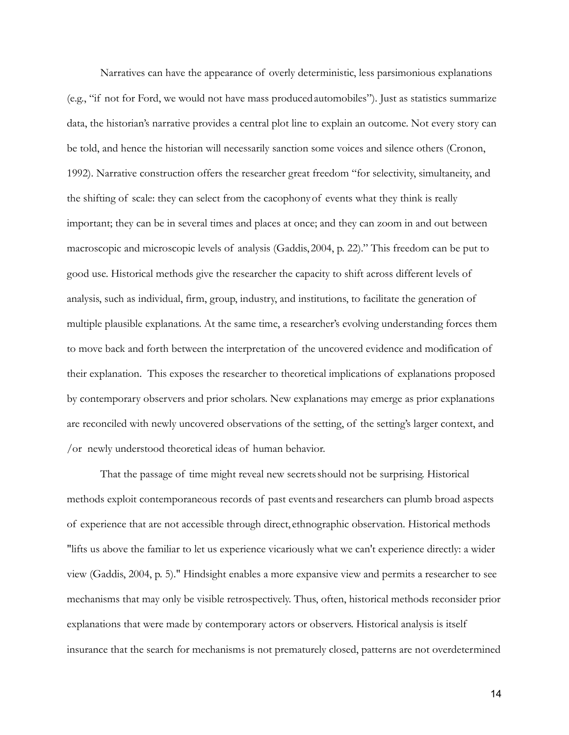Narratives can have the appearance of overly deterministic, less parsimonious explanations (e.g., "if not for Ford, we would not have mass produced automobiles"). Just as statistics summarize data, the historian's narrative provides a central plot line to explain an outcome. Not every story can be told, and hence the historian will necessarily sanction some voices and silence others (Cronon, 1992). Narrative construction offers the researcher great freedom "for selectivity, simultaneity, and the shifting of scale: they can select from the cacophony of events what they think is really important; they can be in several times and places at once; and they can zoom in and out between macroscopic and microscopic levels of analysis (Gaddis, 2004, p. 22)." This freedom can be put to good use. Historical methods give the researcher the capacity to shift across different levels of analysis, such as individual, firm, group, industry, and institutions, to facilitate the generation of multiple plausible explanations. At the same time, a researcher's evolving understanding forces them to move back and forth between the interpretation of the uncovered evidence and modification of their explanation. This exposes the researcher to theoretical implications of explanations proposed by contemporary observers and prior scholars. New explanations may emerge as prior explanations are reconciled with newly uncovered observations of the setting, of the setting's larger context, and /or newly understood theoretical ideas of human behavior.

That the passage of time might reveal new secrets should not be surprising. Historical methods exploit contemporaneous records of past events and researchers can plumb broad aspects of experience that are not accessible through direct, ethnographic observation. Historical methods "lifts us above the familiar to let us experience vicariously what we can't experience directly: a wider view (Gaddis, 2004, p. 5)." Hindsight enables a more expansive view and permits a researcher to see mechanisms that may only be visible retrospectively. Thus, often, historical methods reconsider prior explanations that were made by contemporary actors or observers. Historical analysis is itself insurance that the search for mechanisms is not prematurely closed, patterns are not overdetermined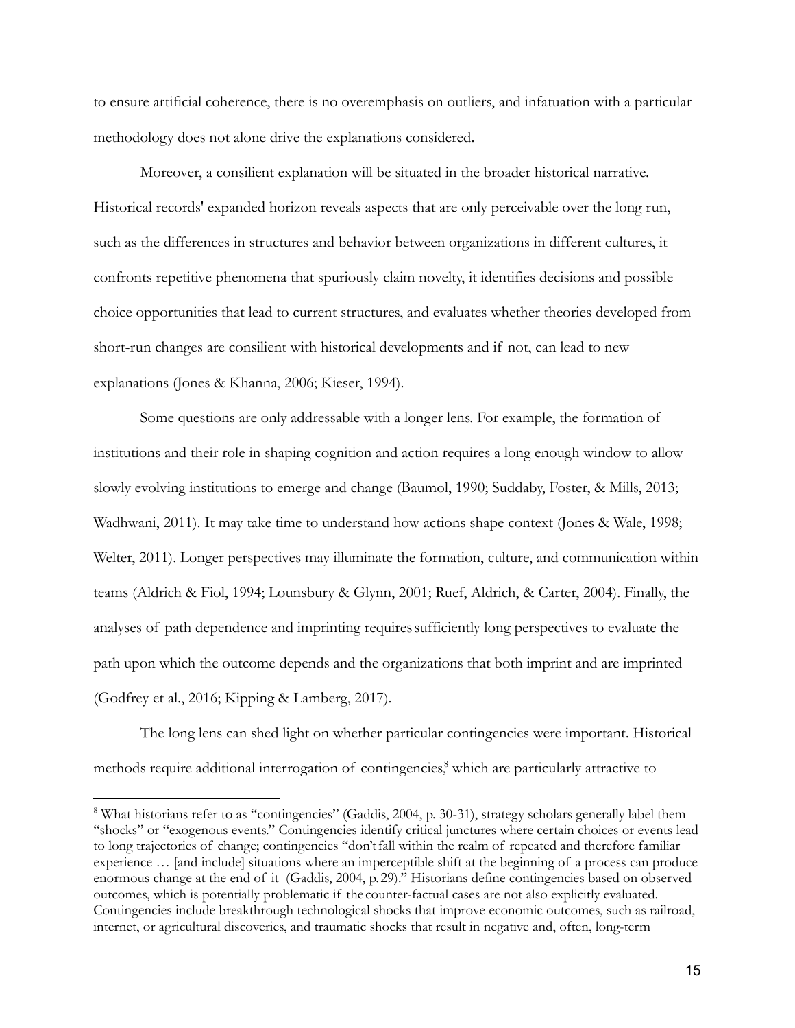to ensure artificial coherence, there is no overemphasis on outliers, and infatuation with a particular methodology does not alone drive the explanations considered.

Moreover, a consilient explanation will be situated in the broader historical narrative. Historical records' expanded horizon reveals aspects that are only perceivable over the long run, such as the differences in structures and behavior between organizations in different cultures, it confronts repetitive phenomena that spuriously claim novelty, it identifies decisions and possible choice opportunities that lead to current structures, and evaluates whether theories developed from short-run changes are consilient with historical developments and if not, can lead to new explanations (Jones & Khanna, 2006; Kieser, 1994).

Some questions are only addressable with a longer lens. For example, the formation of institutions and their role in shaping cognition and action requires a long enough window to allow slowly evolving institutions to emerge and change (Baumol, 1990; Suddaby, Foster, & Mills, 2013; Wadhwani, 2011). It may take time to understand how actions shape context (Jones & Wale, 1998; Welter, 2011). Longer perspectives may illuminate the formation, culture, and communication within teams (Aldrich & Fiol, 1994; Lounsbury & Glynn, 2001; Ruef, Aldrich, & Carter, 2004). Finally, the analyses of path dependence and imprinting requires sufficiently long perspectives to evaluate the path upon which the outcome depends and the organizations that both imprint and are imprinted (Godfrey et al., 2016; Kipping & Lamberg, 2017).

The long lens can shed light on whether particular contingencies were important. Historical methods require additional interrogation of contingencies,[8] which are particularly attractive to

[8] What historians refer to as "contingencies" (Gaddis, 2004, p. 30-31), strategy scholars generally label them "shocks" or "exogenous events." Contingencies identify critical junctures where certain choices or events lead to long trajectories of change; contingencies "don't fall within the realm of repeated and therefore familiar experience … [and include] situations where an imperceptible shift at the beginning of a process can produce enormous change at the end of it (Gaddis, 2004, p. 29)." Historians define contingencies based on observed outcomes, which is potentially problematic if the counter-factual cases are not also explicitly evaluated. Contingencies include breakthrough technological shocks that improve economic outcomes, such as railroad, internet, or agricultural discoveries, and traumatic shocks that result in negative and, often, long-term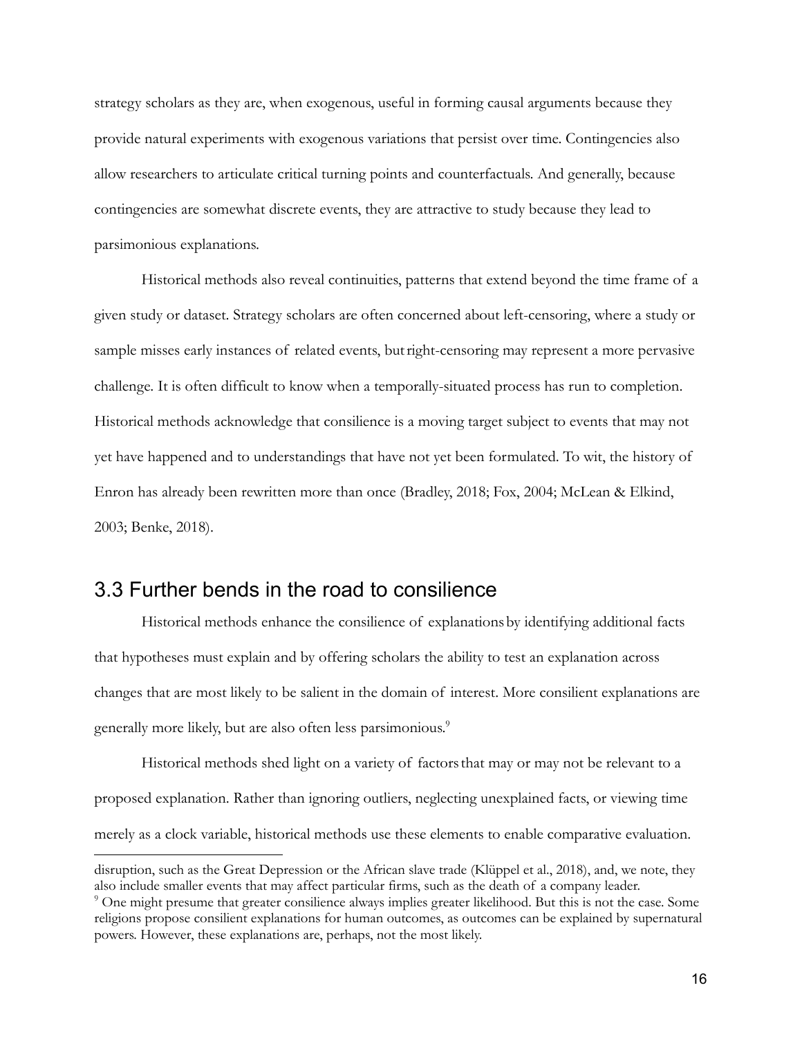strategy scholars as they are, when exogenous, useful in forming causal arguments because they provide natural experiments with exogenous variations that persist over time. Contingencies also allow researchers to articulate critical turning points and counterfactuals. And generally, because contingencies are somewhat discrete events, they are attractive to study because they lead to parsimonious explanations.

Historical methods also reveal continuities, patterns that extend beyond the time frame of a given study or dataset. Strategy scholars are often concerned about left-censoring, where a study or sample misses early instances of related events, but right-censoring may represent a more pervasive challenge. It is often difficult to know when a temporally-situated process has run to completion. Historical methods acknowledge that consilience is a moving target subject to events that may not yet have happened and to understandings that have not yet been formulated. To wit, the history of Enron has already been rewritten more than once (Bradley, 2018; Fox, 2004; McLean & Elkind, 2003; Benke, 2018).

## 3.3 Further bends in the road to consilience

Historical methods enhance the consilience of explanations by identifying additional facts that hypotheses must explain and by offering scholars the ability to test an explanation across changes that are most likely to be salient in the domain of interest. More consilient explanations are generally more likely, but are also often less parsimonious.[9]

Historical methods shed light on a variety of factors that may or may not be relevant to a proposed explanation. Rather than ignoring outliers, neglecting unexplained facts, or viewing time merely as a clock variable, historical methods use these elements to enable comparative evaluation.

---

disruption, such as the Great Depression or the African slave trade (Klüppel et al., 2018), and, we note, they also include smaller events that may affect particular firms, such as the death of a company leader.

[9] One might presume that greater consilience always implies greater likelihood. But this is not the case. Some religions propose consilient explanations for human outcomes, as outcomes can be explained by supernatural powers. However, these explanations are, perhaps, not the most likely.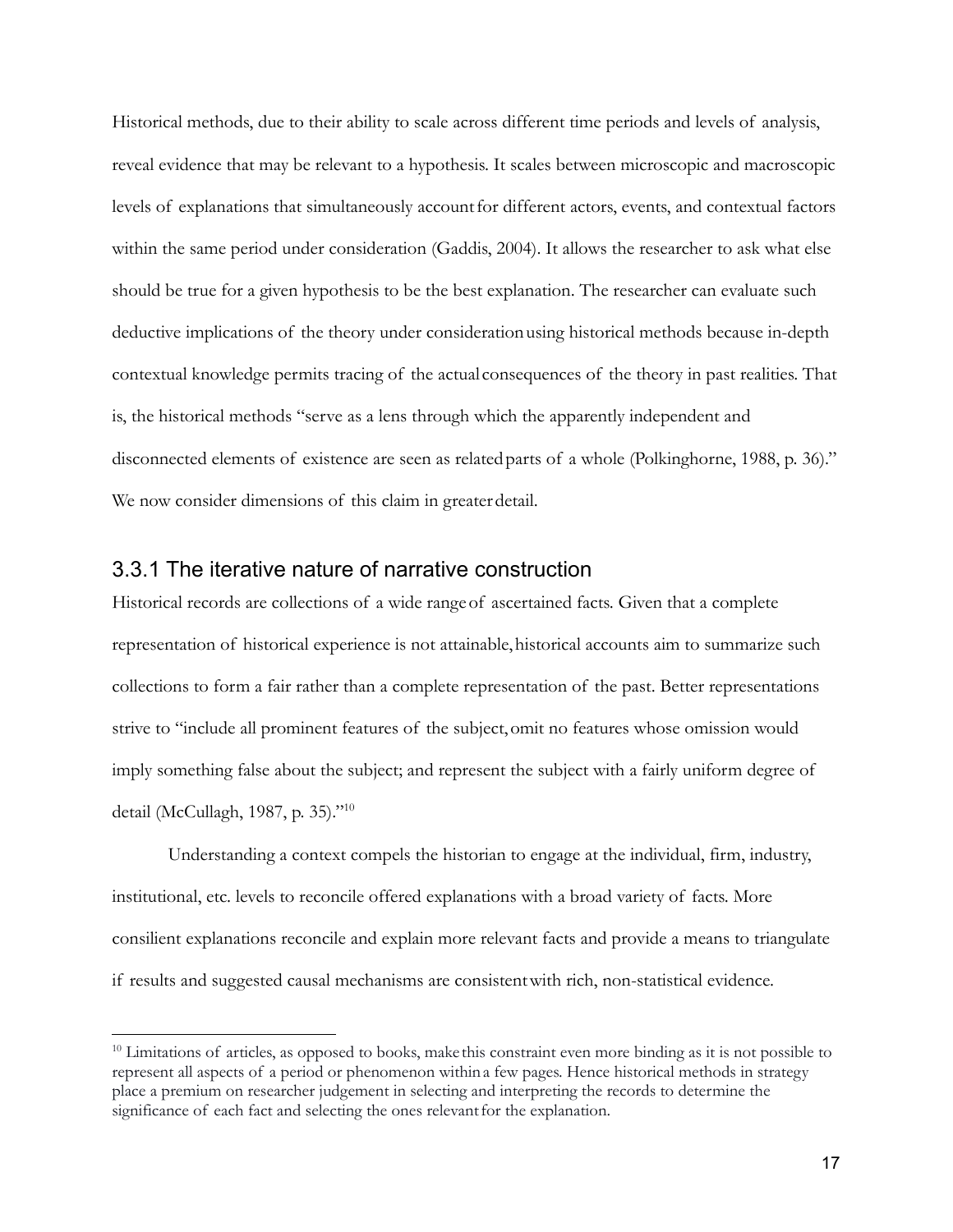Historical methods, due to their ability to scale across different time periods and levels of analysis, reveal evidence that may be relevant to a hypothesis. It scales between microscopic and macroscopic levels of explanations that simultaneously account for different actors, events, and contextual factors within the same period under consideration (Gaddis, 2004). It allows the researcher to ask what else should be true for a given hypothesis to be the best explanation. The researcher can evaluate such deductive implications of the theory under consideration using historical methods because in-depth contextual knowledge permits tracing of the actual consequences of the theory in past realities. That is, the historical methods "serve as a lens through which the apparently independent and disconnected elements of existence are seen as related parts of a whole (Polkinghorne, 1988, p. 36)." We now consider dimensions of this claim in greater detail.

### 3.3.1 The iterative nature of narrative construction

Historical records are collections of a wide range of ascertained facts. Given that a complete representation of historical experience is not attainable, historical accounts aim to summarize such collections to form a fair rather than a complete representation of the past. Better representations strive to "include all prominent features of the subject, omit no features whose omission would imply something false about the subject; and represent the subject with a fairly uniform degree of detail (McCullagh, 1987, p. 35)."[10]

Understanding a context compels the historian to engage at the individual, firm, industry, institutional, etc. levels to reconcile offered explanations with a broad variety of facts. More consilient explanations reconcile and explain more relevant facts and provide a means to triangulate if results and suggested causal mechanisms are consistent with rich, non-statistical evidence.

[10] Limitations of articles, as opposed to books, make this constraint even more binding as it is not possible to represent all aspects of a period or phenomenon within a few pages. Hence historical methods in strategy place a premium on researcher judgement in selecting and interpreting the records to determine the significance of each fact and selecting the ones relevant for the explanation.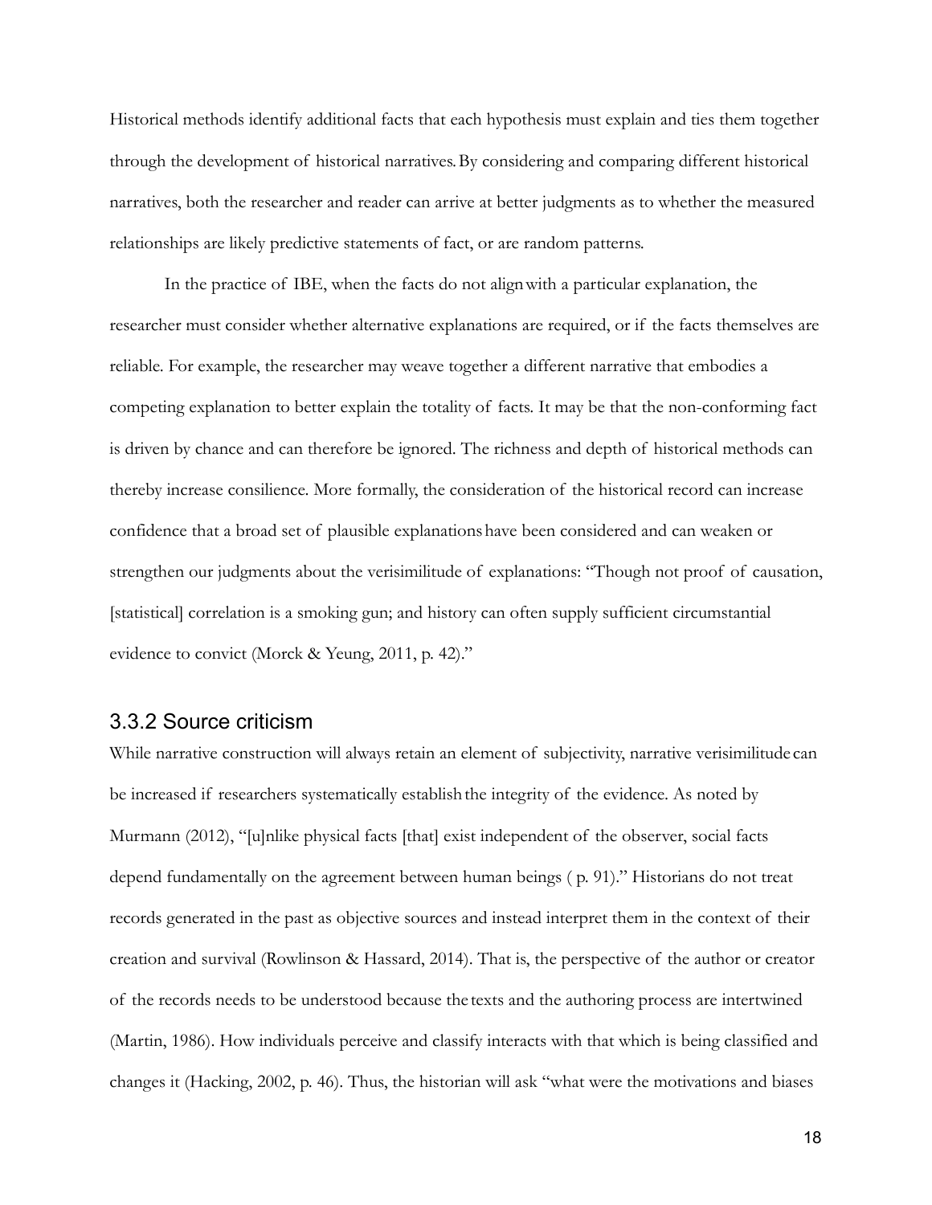Historical methods identify additional facts that each hypothesis must explain and ties them together through the development of historical narratives. By considering and comparing different historical narratives, both the researcher and reader can arrive at better judgments as to whether the measured relationships are likely predictive statements of fact, or are random patterns.

In the practice of IBE, when the facts do not align with a particular explanation, the researcher must consider whether alternative explanations are required, or if the facts themselves are reliable. For example, the researcher may weave together a different narrative that embodies a competing explanation to better explain the totality of facts. It may be that the non-conforming fact is driven by chance and can therefore be ignored. The richness and depth of historical methods can thereby increase consilience. More formally, the consideration of the historical record can increase confidence that a broad set of plausible explanations have been considered and can weaken or strengthen our judgments about the verisimilitude of explanations: "Though not proof of causation, [statistical] correlation is a smoking gun; and history can often supply sufficient circumstantial evidence to convict (Morck & Yeung, 2011, p. 42)."

### 3.3.2 Source criticism

While narrative construction will always retain an element of subjectivity, narrative verisimilitude can be increased if researchers systematically establish the integrity of the evidence. As noted by Murmann (2012), "[u]nlike physical facts [that] exist independent of the observer, social facts depend fundamentally on the agreement between human beings ( p. 91)." Historians do not treat records generated in the past as objective sources and instead interpret them in the context of their creation and survival (Rowlinson & Hassard, 2014). That is, the perspective of the author or creator of the records needs to be understood because the texts and the authoring process are intertwined (Martin, 1986). How individuals perceive and classify interacts with that which is being classified and changes it (Hacking, 2002, p. 46). Thus, the historian will ask "what were the motivations and biases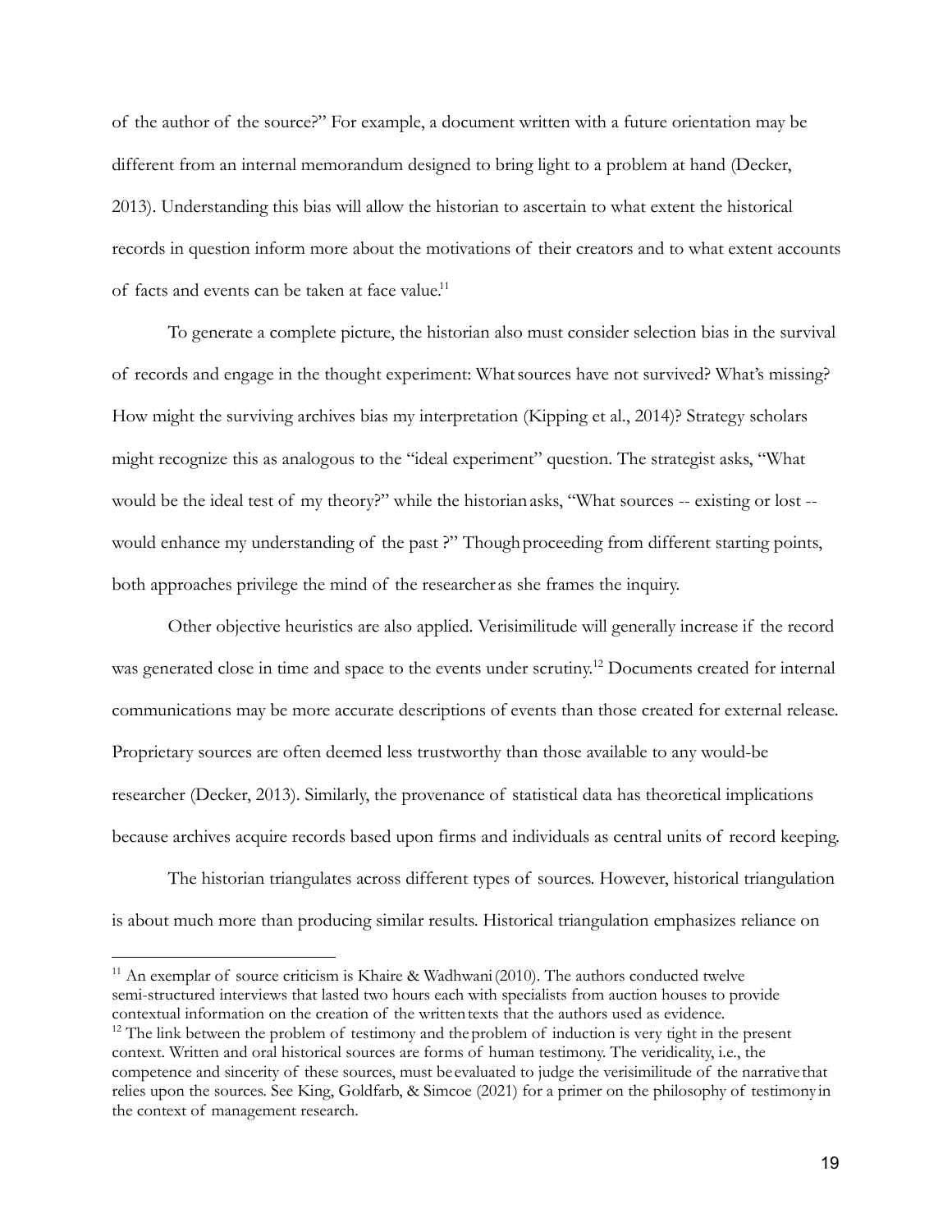of the author of the source?" For example, a document written with a future orientation may be different from an internal memorandum designed to bring light to a problem at hand (Decker, 2013). Understanding this bias will allow the historian to ascertain to what extent the historical records in question inform more about the motivations of their creators and to what extent accounts of facts and events can be taken at face value.[11]

To generate a complete picture, the historian also must consider selection bias in the survival of records and engage in the thought experiment: What sources have not survived? What's missing? How might the surviving archives bias my interpretation (Kipping et al., 2014)? Strategy scholars might recognize this as analogous to the "ideal experiment" question. The strategist asks, "What would be the ideal test of my theory?" while the historian asks, "What sources -- existing or lost -- would enhance my understanding of the past ?" Though proceeding from different starting points, both approaches privilege the mind of the researcher as she frames the inquiry.

Other objective heuristics are also applied. Verisimilitude will generally increase if the record was generated close in time and space to the events under scrutiny.[12] Documents created for internal communications may be more accurate descriptions of events than those created for external release. Proprietary sources are often deemed less trustworthy than those available to any would-be researcher (Decker, 2013). Similarly, the provenance of statistical data has theoretical implications because archives acquire records based upon firms and individuals as central units of record keeping.

The historian triangulates across different types of sources. However, historical triangulation is about much more than producing similar results. Historical triangulation emphasizes reliance on

---

[11] An exemplar of source criticism is Khaire & Wadhwani (2010). The authors conducted twelve semi-structured interviews that lasted two hours each with specialists from auction houses to provide contextual information on the creation of the written texts that the authors used as evidence.

[12] The link between the problem of testimony and the problem of induction is very tight in the present context. Written and oral historical sources are forms of human testimony. The veridicality, i.e., the competence and sincerity of these sources, must be evaluated to judge the verisimilitude of the narrative that relies upon the sources. See King, Goldfarb, & Simcoe (2021) for a primer on the philosophy of testimony in the context of management research.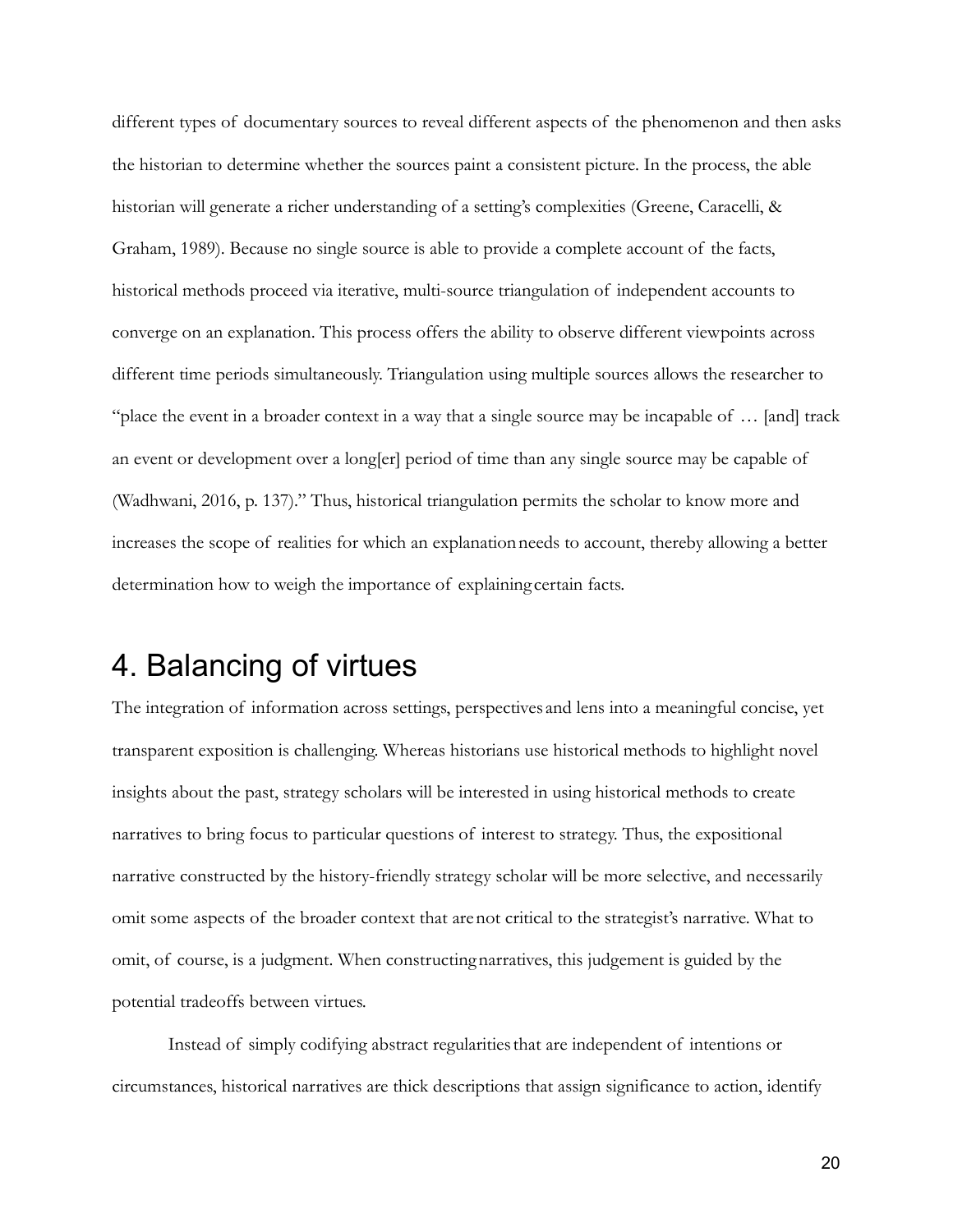different types of documentary sources to reveal different aspects of the phenomenon and then asks the historian to determine whether the sources paint a consistent picture. In the process, the able historian will generate a richer understanding of a setting's complexities (Greene, Caracelli, & Graham, 1989). Because no single source is able to provide a complete account of the facts, historical methods proceed via iterative, multi-source triangulation of independent accounts to converge on an explanation. This process offers the ability to observe different viewpoints across different time periods simultaneously. Triangulation using multiple sources allows the researcher to "place the event in a broader context in a way that a single source may be incapable of … [and] track an event or development over a long[er] period of time than any single source may be capable of (Wadhwani, 2016, p. 137)." Thus, historical triangulation permits the scholar to know more and increases the scope of realities for which an explanation needs to account, thereby allowing a better determination how to weigh the importance of explaining certain facts.

## 4. Balancing of virtues

The integration of information across settings, perspectives and lens into a meaningful concise, yet transparent exposition is challenging. Whereas historians use historical methods to highlight novel insights about the past, strategy scholars will be interested in using historical methods to create narratives to bring focus to particular questions of interest to strategy. Thus, the expositional narrative constructed by the history-friendly strategy scholar will be more selective, and necessarily omit some aspects of the broader context that are not critical to the strategist's narrative. What to omit, of course, is a judgment. When constructing narratives, this judgement is guided by the potential tradeoffs between virtues.

Instead of simply codifying abstract regularities that are independent of intentions or circumstances, historical narratives are thick descriptions that assign significance to action, identify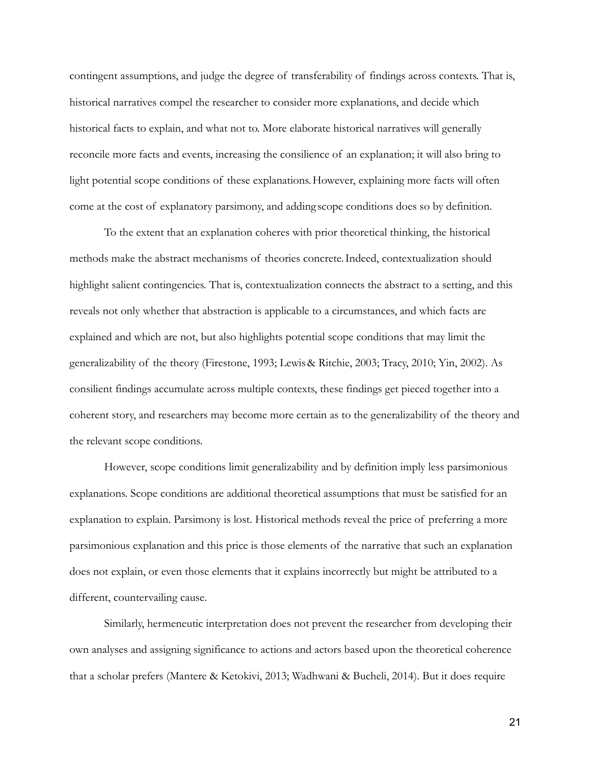contingent assumptions, and judge the degree of transferability of findings across contexts. That is, historical narratives compel the researcher to consider more explanations, and decide which historical facts to explain, and what not to. More elaborate historical narratives will generally reconcile more facts and events, increasing the consilience of an explanation; it will also bring to light potential scope conditions of these explanations. However, explaining more facts will often come at the cost of explanatory parsimony, and adding scope conditions does so by definition.

To the extent that an explanation coheres with prior theoretical thinking, the historical methods make the abstract mechanisms of theories concrete. Indeed, contextualization should highlight salient contingencies. That is, contextualization connects the abstract to a setting, and this reveals not only whether that abstraction is applicable to a circumstances, and which facts are explained and which are not, but also highlights potential scope conditions that may limit the generalizability of the theory (Firestone, 1993; Lewis & Ritchie, 2003; Tracy, 2010; Yin, 2002). As consilient findings accumulate across multiple contexts, these findings get pieced together into a coherent story, and researchers may become more certain as to the generalizability of the theory and the relevant scope conditions.

However, scope conditions limit generalizability and by definition imply less parsimonious explanations. Scope conditions are additional theoretical assumptions that must be satisfied for an explanation to explain. Parsimony is lost. Historical methods reveal the price of preferring a more parsimonious explanation and this price is those elements of the narrative that such an explanation does not explain, or even those elements that it explains incorrectly but might be attributed to a different, countervailing cause.

Similarly, hermeneutic interpretation does not prevent the researcher from developing their own analyses and assigning significance to actions and actors based upon the theoretical coherence that a scholar prefers (Mantere & Ketokivi, 2013; Wadhwani & Bucheli, 2014). But it does require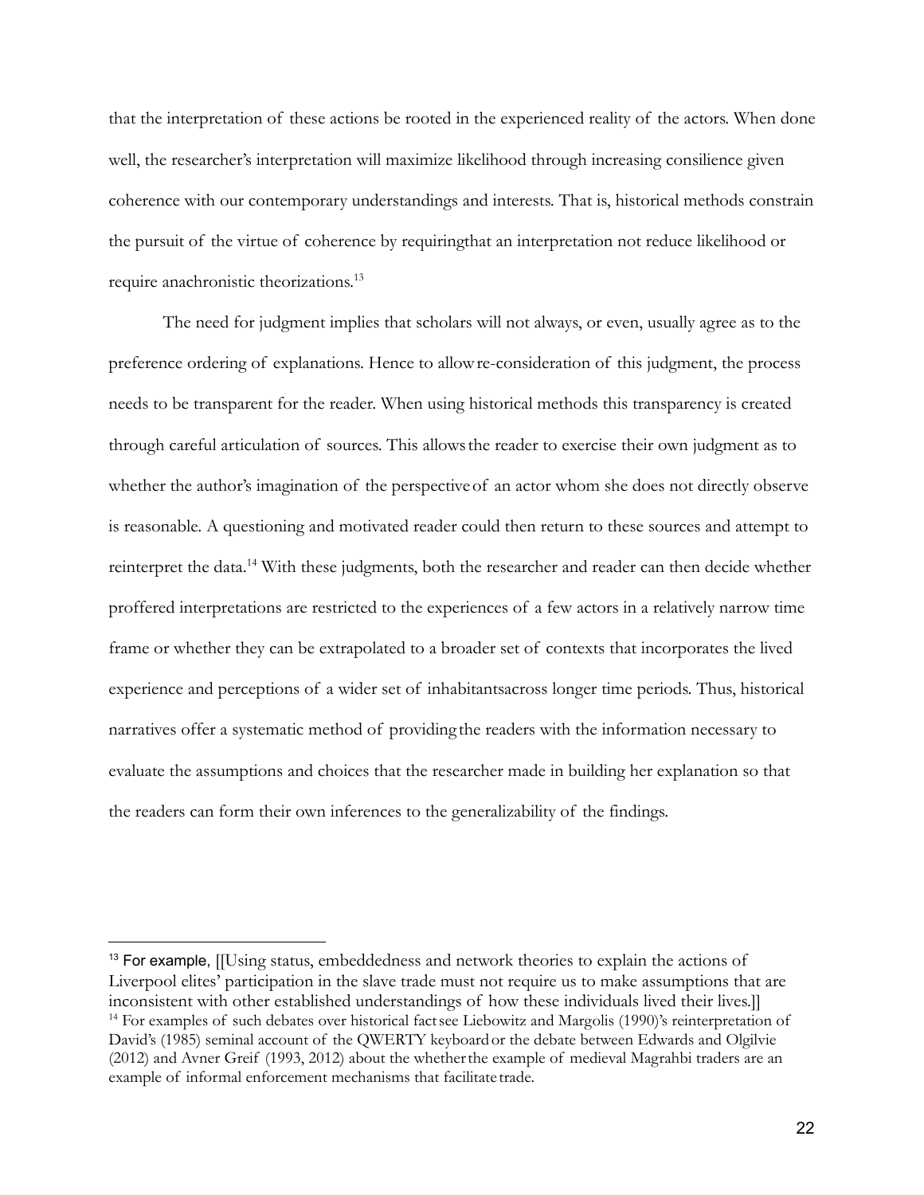that the interpretation of these actions be rooted in the experienced reality of the actors. When done well, the researcher's interpretation will maximize likelihood through increasing consilience given coherence with our contemporary understandings and interests. That is, historical methods constrain the pursuit of the virtue of coherence by requiringthat an interpretation not reduce likelihood or require anachronistic theorizations.[13]

The need for judgment implies that scholars will not always, or even, usually agree as to the preference ordering of explanations. Hence to allowre-consideration of this judgment, the process needs to be transparent for the reader. When using historical methods this transparency is created through careful articulation of sources. This allowsthe reader to exercise their own judgment as to whether the author's imagination of the perspectiveof an actor whom she does not directly observe is reasonable. A questioning and motivated reader could then return to these sources and attempt to reinterpret the data.[14] With these judgments, both the researcher and reader can then decide whether proffered interpretations are restricted to the experiences of a few actors in a relatively narrow time frame or whether they can be extrapolated to a broader set of contexts that incorporates the lived experience and perceptions of a wider set of inhabitantsacross longer time periods. Thus, historical narratives offer a systematic method of providingthe readers with the information necessary to evaluate the assumptions and choices that the researcher made in building her explanation so that the readers can form their own inferences to the generalizability of the findings.

---

[13] For example, [[Using status, embeddedness and network theories to explain the actions of Liverpool elites' participation in the slave trade must not require us to make assumptions that are inconsistent with other established understandings of how these individuals lived their lives.]]

[14] For examples of such debates over historical factsee Liebowitz and Margolis (1990)'s reinterpretation of David's (1985) seminal account of the QWERTY keyboardor the debate between Edwards and Olgilvie (2012) and Avner Greif (1993, 2012) about the whetherthe example of medieval Magrahbi traders are an example of informal enforcement mechanisms that facilitatetrade.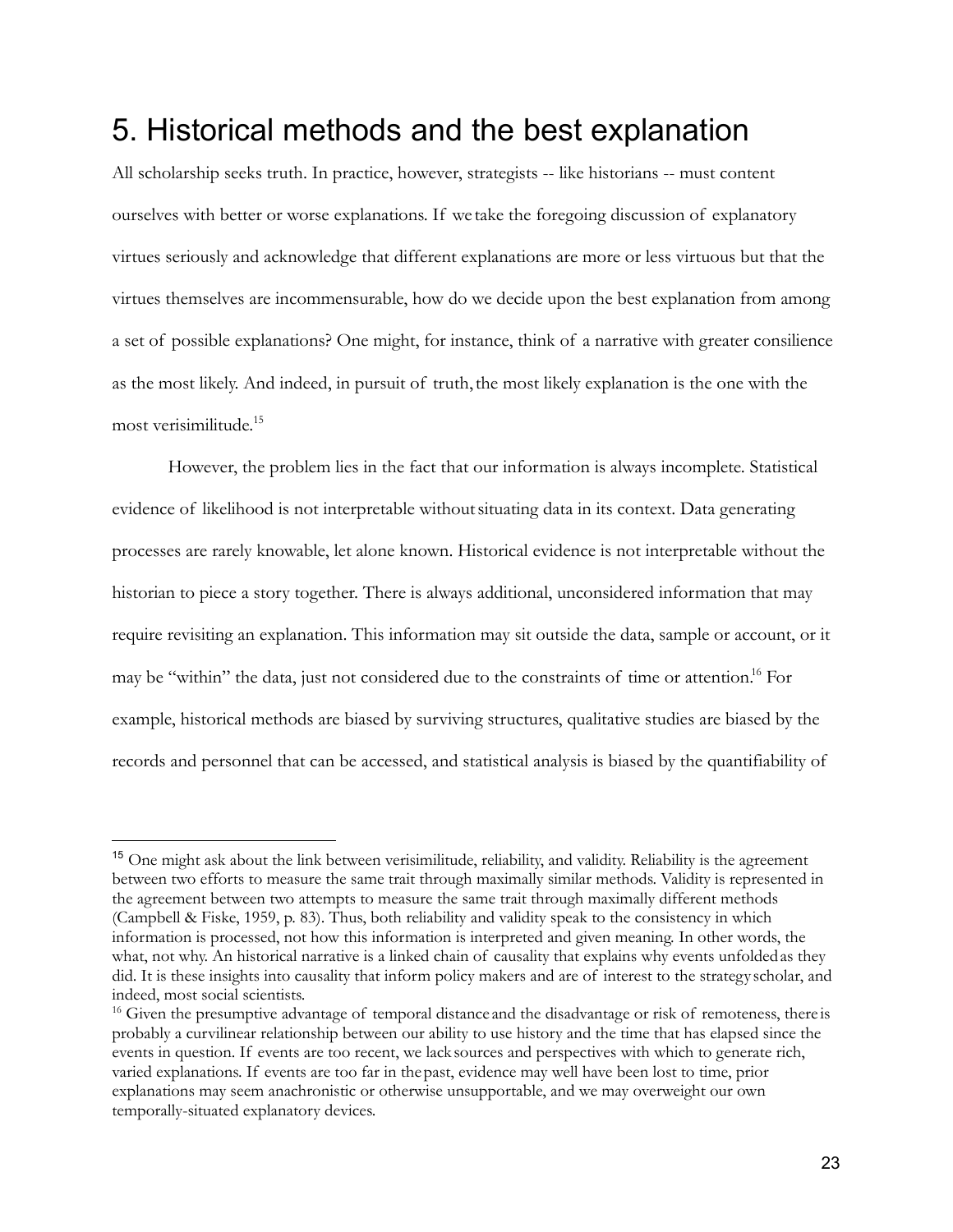# 5. Historical methods and the best explanation

All scholarship seeks truth. In practice, however, strategists -- like historians -- must content ourselves with better or worse explanations. If we take the foregoing discussion of explanatory virtues seriously and acknowledge that different explanations are more or less virtuous but that the virtues themselves are incommensurable, how do we decide upon the best explanation from among a set of possible explanations? One might, for instance, think of a narrative with greater consilience as the most likely. And indeed, in pursuit of truth, the most likely explanation is the one with the most verisimilitude.[15]

However, the problem lies in the fact that our information is always incomplete. Statistical evidence of likelihood is not interpretable without situating data in its context. Data generating processes are rarely knowable, let alone known. Historical evidence is not interpretable without the historian to piece a story together. There is always additional, unconsidered information that may require revisiting an explanation. This information may sit outside the data, sample or account, or it may be "within" the data, just not considered due to the constraints of time or attention.[16] For example, historical methods are biased by surviving structures, qualitative studies are biased by the records and personnel that can be accessed, and statistical analysis is biased by the quantifiability of

---

[15] One might ask about the link between verisimilitude, reliability, and validity. Reliability is the agreement between two efforts to measure the same trait through maximally similar methods. Validity is represented in the agreement between two attempts to measure the same trait through maximally different methods (Campbell & Fiske, 1959, p. 83). Thus, both reliability and validity speak to the consistency in which information is processed, not how this information is interpreted and given meaning. In other words, the what, not why. An historical narrative is a linked chain of causality that explains why events unfolded as they did. It is these insights into causality that inform policy makers and are of interest to the strategy scholar, and indeed, most social scientists.

[16] Given the presumptive advantage of temporal distance and the disadvantage or risk of remoteness, there is probably a curvilinear relationship between our ability to use history and the time that has elapsed since the events in question. If events are too recent, we lack sources and perspectives with which to generate rich, varied explanations. If events are too far in the past, evidence may well have been lost to time, prior explanations may seem anachronistic or otherwise unsupportable, and we may overweight our own temporally-situated explanatory devices.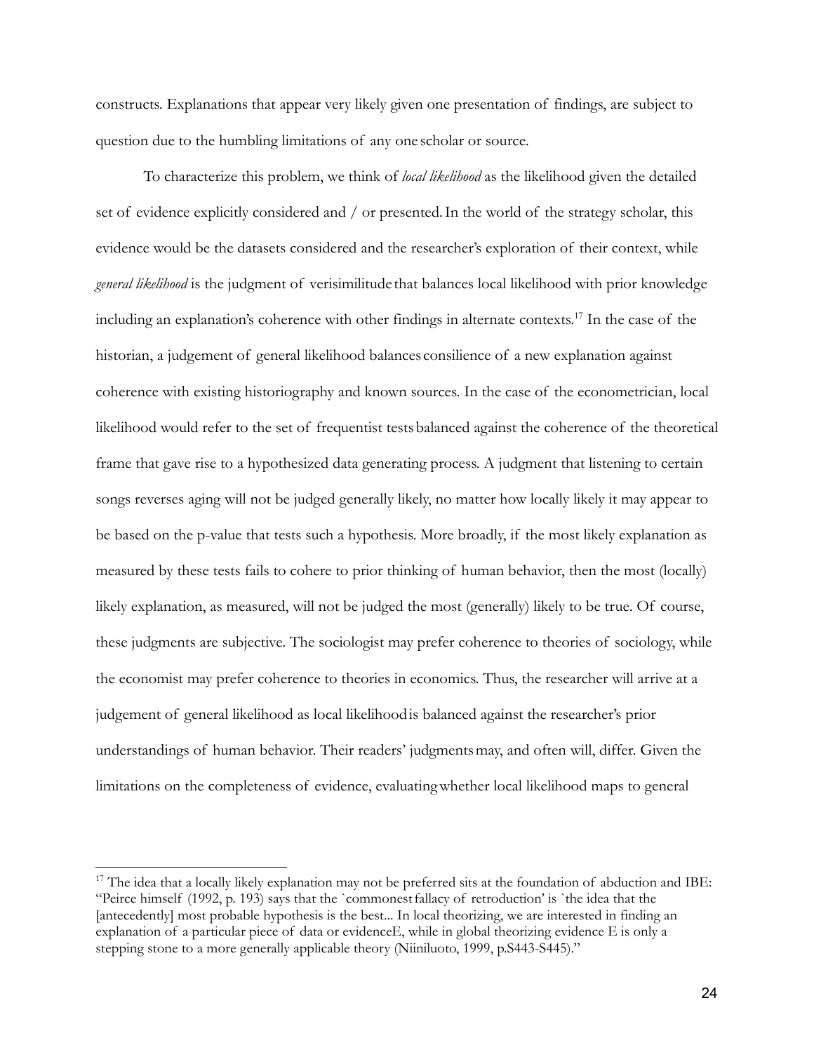constructs. Explanations that appear very likely given one presentation of findings, are subject to question due to the humbling limitations of any one scholar or source.

To characterize this problem, we think of *local likelihood* as the likelihood given the detailed set of evidence explicitly considered and / or presented. In the world of the strategy scholar, this evidence would be the datasets considered and the researcher's exploration of their context, while *general likelihood* is the judgment of verisimilitude that balances local likelihood with prior knowledge including an explanation's coherence with other findings in alternate contexts.[17] In the case of the historian, a judgement of general likelihood balances consilience of a new explanation against coherence with existing historiography and known sources. In the case of the econometrician, local likelihood would refer to the set of frequentist tests balanced against the coherence of the theoretical frame that gave rise to a hypothesized data generating process. A judgment that listening to certain songs reverses aging will not be judged generally likely, no matter how locally likely it may appear to be based on the p-value that tests such a hypothesis. More broadly, if the most likely explanation as measured by these tests fails to cohere to prior thinking of human behavior, then the most (locally) likely explanation, as measured, will not be judged the most (generally) likely to be true. Of course, these judgments are subjective. The sociologist may prefer coherence to theories of sociology, while the economist may prefer coherence to theories in economics. Thus, the researcher will arrive at a judgement of general likelihood as local likelihood is balanced against the researcher's prior understandings of human behavior. Their readers' judgments may, and often will, differ. Given the limitations on the completeness of evidence, evaluating whether local likelihood maps to general

[17] The idea that a locally likely explanation may not be preferred sits at the foundation of abduction and IBE: "Peirce himself (1992, p. 193) says that the `commonest fallacy of retroduction' is `the idea that the [antecedently] most probable hypothesis is the best... In local theorizing, we are interested in finding an explanation of a particular piece of data or evidenceE, while in global theorizing evidence E is only a stepping stone to a more generally applicable theory (Niiniluoto, 1999, p.S443-S445)."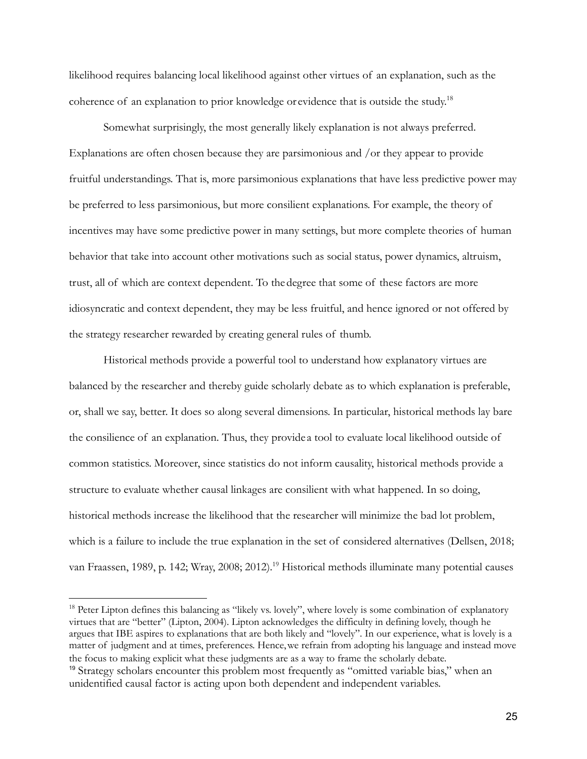likelihood requires balancing local likelihood against other virtues of an explanation, such as the coherence of an explanation to prior knowledge or evidence that is outside the study.[18]

Somewhat surprisingly, the most generally likely explanation is not always preferred. Explanations are often chosen because they are parsimonious and /or they appear to provide fruitful understandings. That is, more parsimonious explanations that have less predictive power may be preferred to less parsimonious, but more consilient explanations. For example, the theory of incentives may have some predictive power in many settings, but more complete theories of human behavior that take into account other motivations such as social status, power dynamics, altruism, trust, all of which are context dependent. To the degree that some of these factors are more idiosyncratic and context dependent, they may be less fruitful, and hence ignored or not offered by the strategy researcher rewarded by creating general rules of thumb.

Historical methods provide a powerful tool to understand how explanatory virtues are balanced by the researcher and thereby guide scholarly debate as to which explanation is preferable, or, shall we say, better. It does so along several dimensions. In particular, historical methods lay bare the consilience of an explanation. Thus, they provide a tool to evaluate local likelihood outside of common statistics. Moreover, since statistics do not inform causality, historical methods provide a structure to evaluate whether causal linkages are consilient with what happened. In so doing, historical methods increase the likelihood that the researcher will minimize the bad lot problem, which is a failure to include the true explanation in the set of considered alternatives (Dellsen, 2018; van Fraassen, 1989, p. 142; Wray, 2008; 2012).[19] Historical methods illuminate many potential causes

---

[18] Peter Lipton defines this balancing as "likely vs. lovely", where lovely is some combination of explanatory virtues that are "better" (Lipton, 2004). Lipton acknowledges the difficulty in defining lovely, though he argues that IBE aspires to explanations that are both likely and "lovely". In our experience, what is lovely is a matter of judgment and at times, preferences. Hence, we refrain from adopting his language and instead move the focus to making explicit what these judgments are as a way to frame the scholarly debate.

[19] Strategy scholars encounter this problem most frequently as "omitted variable bias," when an unidentified causal factor is acting upon both dependent and independent variables.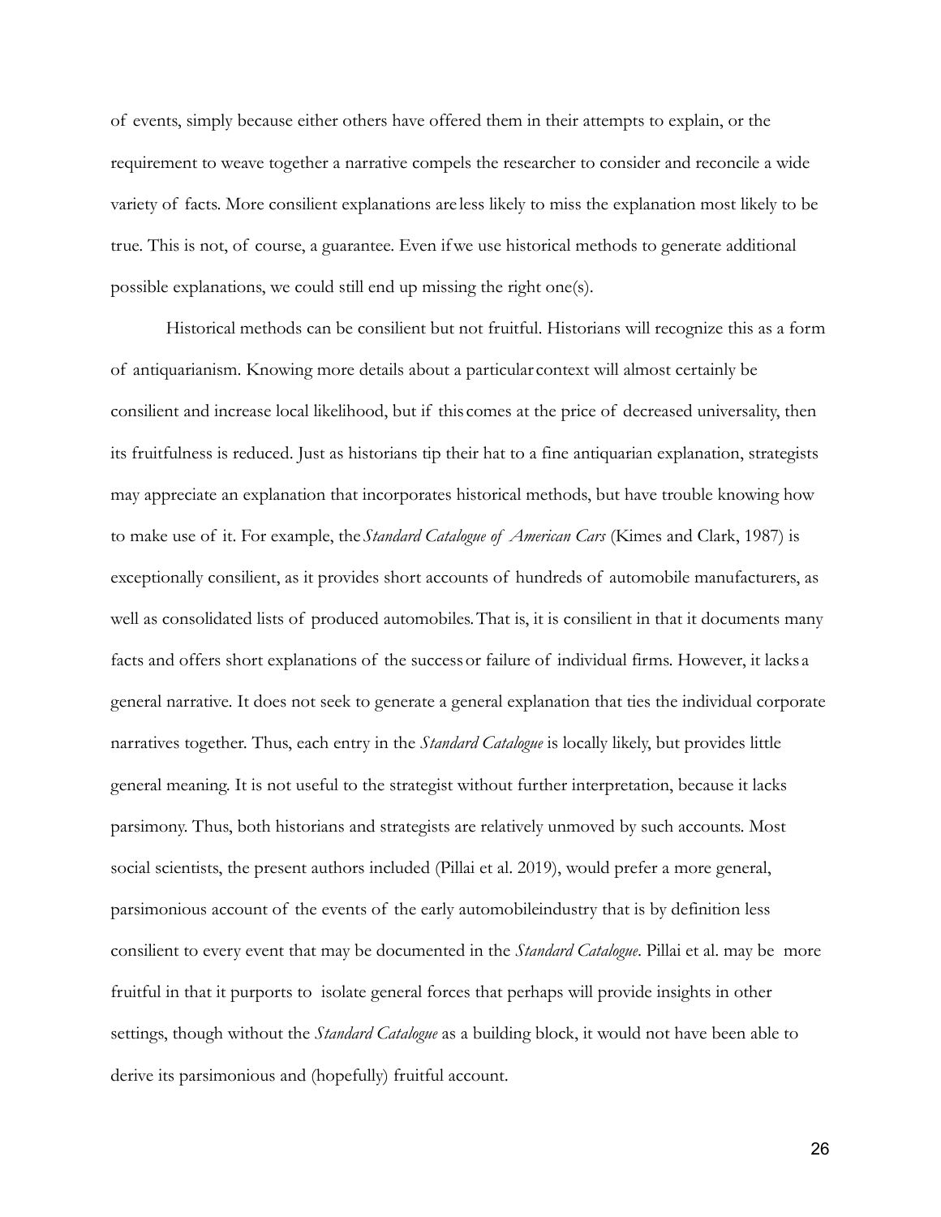of events, simply because either others have offered them in their attempts to explain, or the requirement to weave together a narrative compels the researcher to consider and reconcile a wide variety of facts. More consilient explanations are less likely to miss the explanation most likely to be true. This is not, of course, a guarantee. Even if we use historical methods to generate additional possible explanations, we could still end up missing the right one(s).

Historical methods can be consilient but not fruitful. Historians will recognize this as a form of antiquarianism. Knowing more details about a particular context will almost certainly be consilient and increase local likelihood, but if this comes at the price of decreased universality, then its fruitfulness is reduced. Just as historians tip their hat to a fine antiquarian explanation, strategists may appreciate an explanation that incorporates historical methods, but have trouble knowing how to make use of it. For example, the *Standard Catalogue of American Cars* (Kimes and Clark, 1987) is exceptionally consilient, as it provides short accounts of hundreds of automobile manufacturers, as well as consolidated lists of produced automobiles. That is, it is consilient in that it documents many facts and offers short explanations of the success or failure of individual firms. However, it lacks a general narrative. It does not seek to generate a general explanation that ties the individual corporate narratives together. Thus, each entry in the *Standard Catalogue* is locally likely, but provides little general meaning. It is not useful to the strategist without further interpretation, because it lacks parsimony. Thus, both historians and strategists are relatively unmoved by such accounts. Most social scientists, the present authors included (Pillai et al. 2019), would prefer a more general, parsimonious account of the events of the early automobile industry that is by definition less consilient to every event that may be documented in the *Standard Catalogue*. Pillai et al. may be more fruitful in that it purports to isolate general forces that perhaps will provide insights in other settings, though without the *Standard Catalogue* as a building block, it would not have been able to derive its parsimonious and (hopefully) fruitful account.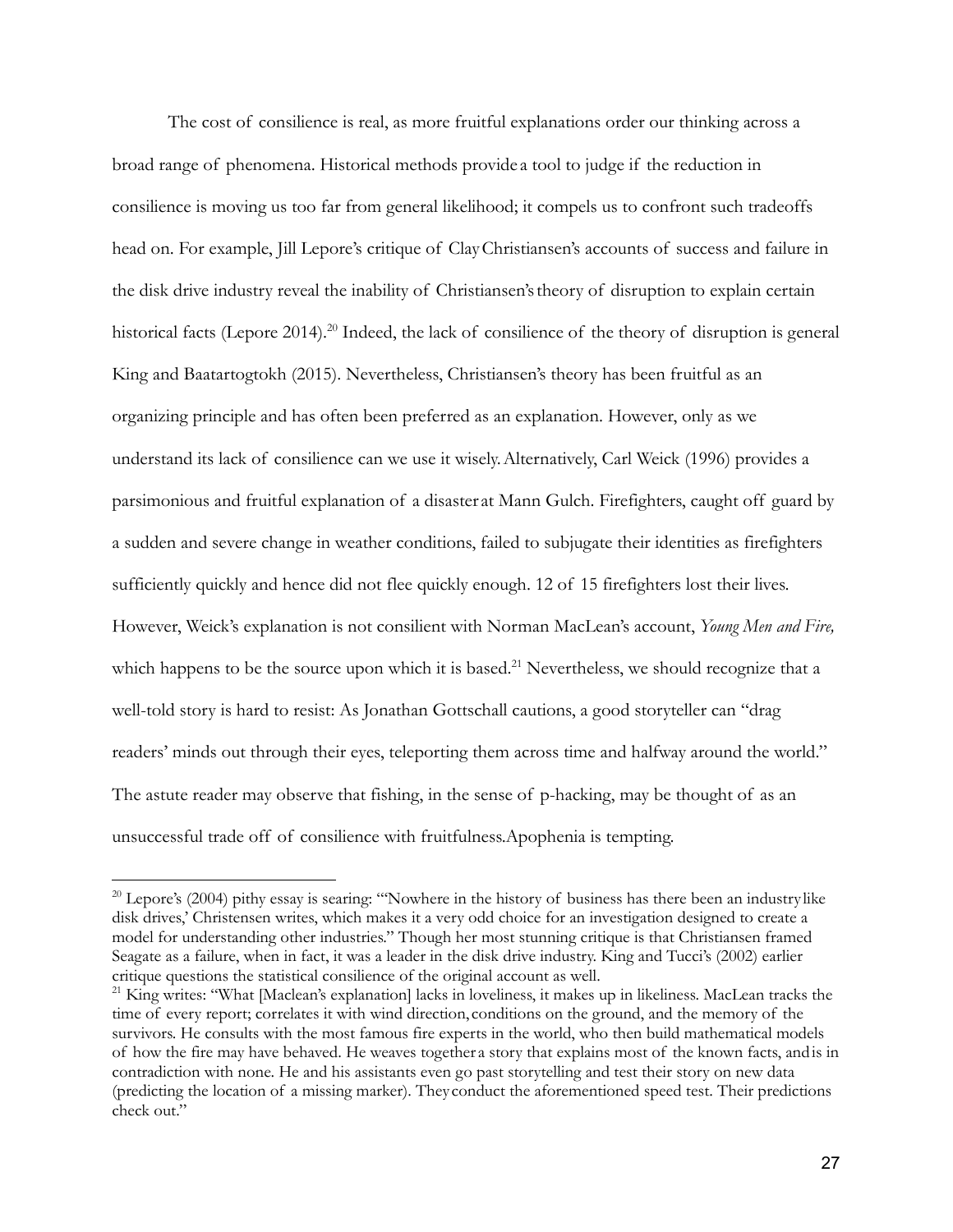The cost of consilience is real, as more fruitful explanations order our thinking across a broad range of phenomena. Historical methods provide a tool to judge if the reduction in consilience is moving us too far from general likelihood; it compels us to confront such tradeoffs head on. For example, Jill Lepore's critique of Clay Christiansen's accounts of success and failure in the disk drive industry reveal the inability of Christiansen's theory of disruption to explain certain historical facts (Lepore 2014).[20] Indeed, the lack of consilience of the theory of disruption is general King and Baatartogtokh (2015). Nevertheless, Christiansen's theory has been fruitful as an organizing principle and has often been preferred as an explanation. However, only as we understand its lack of consilience can we use it wisely. Alternatively, Carl Weick (1996) provides a parsimonious and fruitful explanation of a disaster at Mann Gulch. Firefighters, caught off guard by a sudden and severe change in weather conditions, failed to subjugate their identities as firefighters sufficiently quickly and hence did not flee quickly enough. 12 of 15 firefighters lost their lives. However, Weick's explanation is not consilient with Norman MacLean's account, *Young Men and Fire,* which happens to be the source upon which it is based.[21] Nevertheless, we should recognize that a well-told story is hard to resist: As Jonathan Gottschall cautions, a good storyteller can "drag readers' minds out through their eyes, teleporting them across time and halfway around the world." The astute reader may observe that fishing, in the sense of p-hacking, may be thought of as an unsuccessful trade off of consilience with fruitfulness.Apophenia is tempting.

---

[20] Lepore's (2004) pithy essay is searing: "'Nowhere in the history of business has there been an industry like disk drives,' Christensen writes, which makes it a very odd choice for an investigation designed to create a model for understanding other industries." Though her most stunning critique is that Christiansen framed Seagate as a failure, when in fact, it was a leader in the disk drive industry. King and Tucci's (2002) earlier critique questions the statistical consilience of the original account as well.

[21] King writes: "What [Maclean's explanation] lacks in loveliness, it makes up in likeliness. MacLean tracks the time of every report; correlates it with wind direction, conditions on the ground, and the memory of the survivors. He consults with the most famous fire experts in the world, who then build mathematical models of how the fire may have behaved. He weaves together a story that explains most of the known facts, and is in contradiction with none. He and his assistants even go past storytelling and test their story on new data (predicting the location of a missing marker). They conduct the aforementioned speed test. Their predictions check out."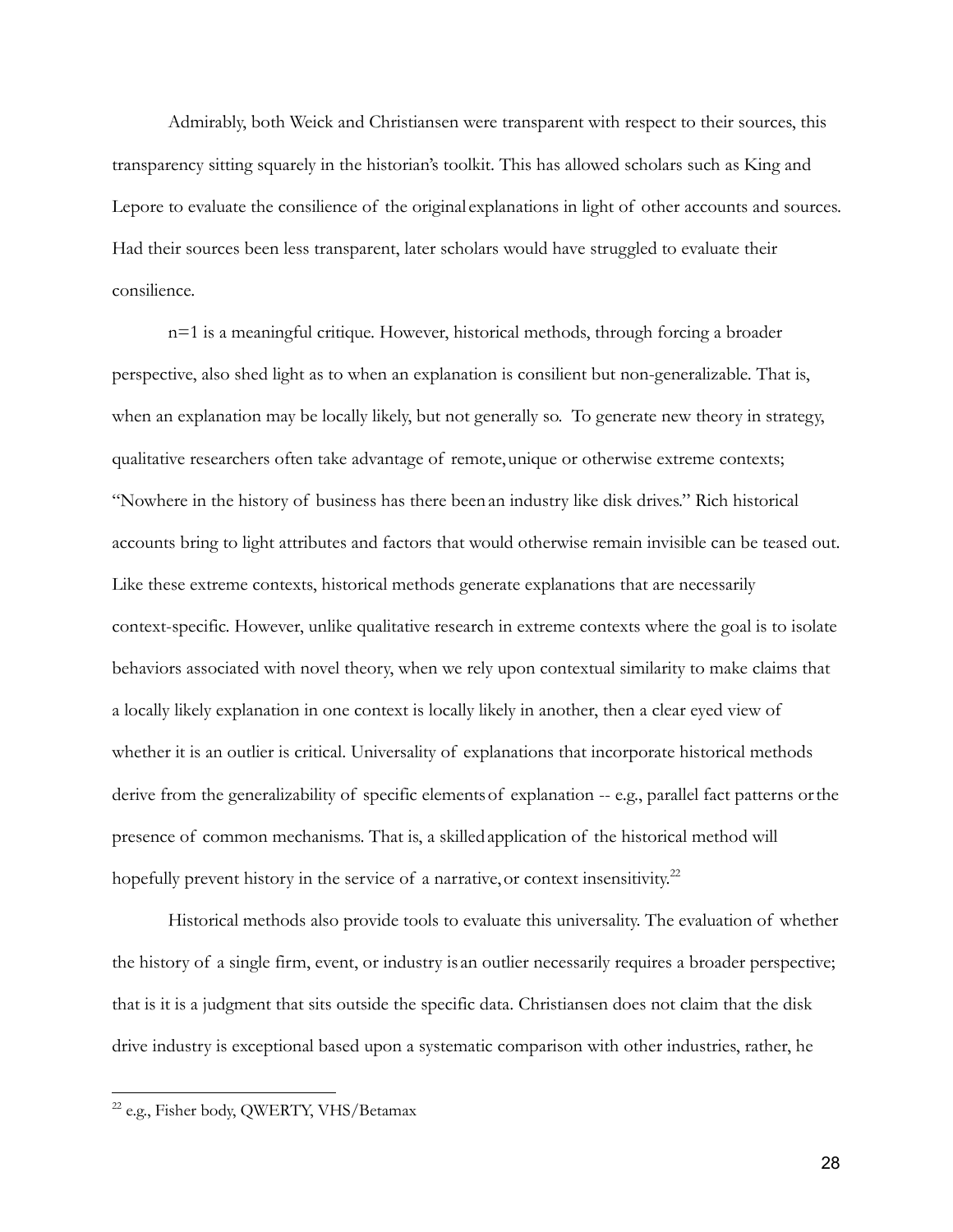Admirably, both Weick and Christiansen were transparent with respect to their sources, this transparency sitting squarely in the historian's toolkit. This has allowed scholars such as King and Lepore to evaluate the consilience of the original explanations in light of other accounts and sources. Had their sources been less transparent, later scholars would have struggled to evaluate their consilience.

n=1 is a meaningful critique. However, historical methods, through forcing a broader perspective, also shed light as to when an explanation is consilient but non-generalizable. That is, when an explanation may be locally likely, but not generally so. To generate new theory in strategy, qualitative researchers often take advantage of remote, unique or otherwise extreme contexts; "Nowhere in the history of business has there been an industry like disk drives." Rich historical accounts bring to light attributes and factors that would otherwise remain invisible can be teased out. Like these extreme contexts, historical methods generate explanations that are necessarily context-specific. However, unlike qualitative research in extreme contexts where the goal is to isolate behaviors associated with novel theory, when we rely upon contextual similarity to make claims that a locally likely explanation in one context is locally likely in another, then a clear eyed view of whether it is an outlier is critical. Universality of explanations that incorporate historical methods derive from the generalizability of specific elements of explanation -- e.g., parallel fact patterns or the presence of common mechanisms. That is, a skilled application of the historical method will hopefully prevent history in the service of a narrative, or context insensitivity.[22]

Historical methods also provide tools to evaluate this universality. The evaluation of whether the history of a single firm, event, or industry is an outlier necessarily requires a broader perspective; that is it is a judgment that sits outside the specific data. Christiansen does not claim that the disk drive industry is exceptional based upon a systematic comparison with other industries, rather, he

[22] e.g., Fisher body, QWERTY, VHS/Betamax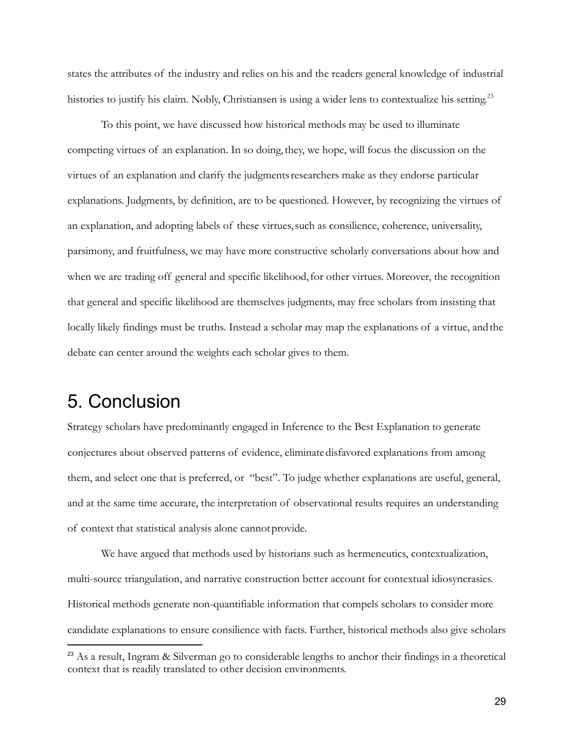states the attributes of the industry and relies on his and the readers general knowledge of industrial histories to justify his claim. Nobly, Christiansen is using a wider lens to contextualize his setting.[23]

To this point, we have discussed how historical methods may be used to illuminate competing virtues of an explanation. In so doing, they, we hope, will focus the discussion on the virtues of an explanation and clarify the judgments researchers make as they endorse particular explanations. Judgments, by definition, are to be questioned. However, by recognizing the virtues of an explanation, and adopting labels of these virtues, such as consilience, coherence, universality, parsimony, and fruitfulness, we may have more constructive scholarly conversations about how and when we are trading off general and specific likelihood, for other virtues. Moreover, the recognition that general and specific likelihood are themselves judgments, may free scholars from insisting that locally likely findings must be truths. Instead a scholar may map the explanations of a virtue, and the debate can center around the weights each scholar gives to them.

# 5. Conclusion

Strategy scholars have predominantly engaged in Inference to the Best Explanation to generate conjectures about observed patterns of evidence, eliminate disfavored explanations from among them, and select one that is preferred, or "best". To judge whether explanations are useful, general, and at the same time accurate, the interpretation of observational results requires an understanding of context that statistical analysis alone cannot provide.

We have argued that methods used by historians such as hermeneutics, contextualization, multi-source triangulation, and narrative construction better account for contextual idiosyncrasies. Historical methods generate non-quantifiable information that compels scholars to consider more candidate explanations to ensure consilience with facts. Further, historical methods also give scholars

[23] As a result, Ingram & Silverman go to considerable lengths to anchor their findings in a theoretical context that is readily translated to other decision environments.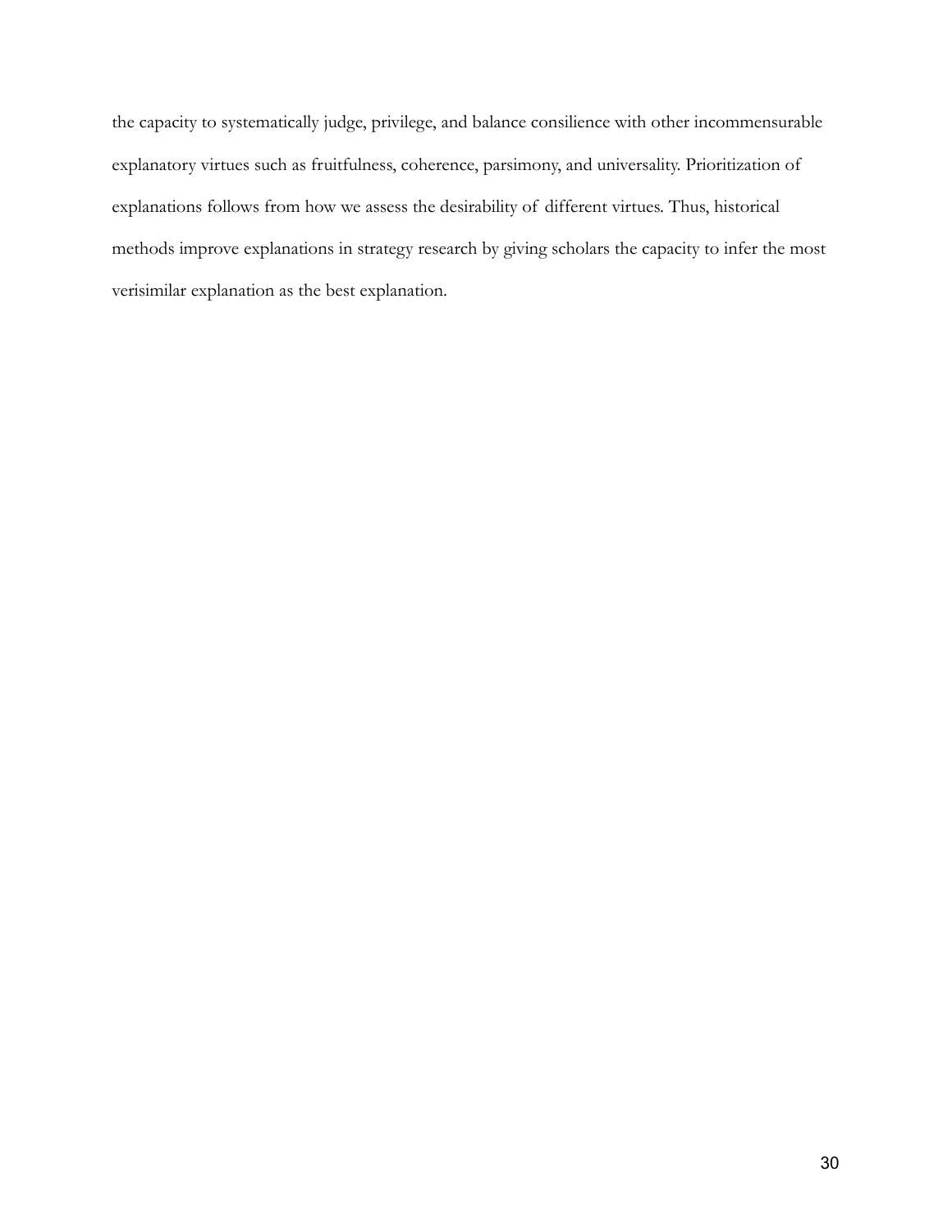the capacity to systematically judge, privilege, and balance consilience with other incommensurable explanatory virtues such as fruitfulness, coherence, parsimony, and universality. Prioritization of explanations follows from how we assess the desirability of different virtues. Thus, historical methods improve explanations in strategy research by giving scholars the capacity to infer the most verisimilar explanation as the best explanation.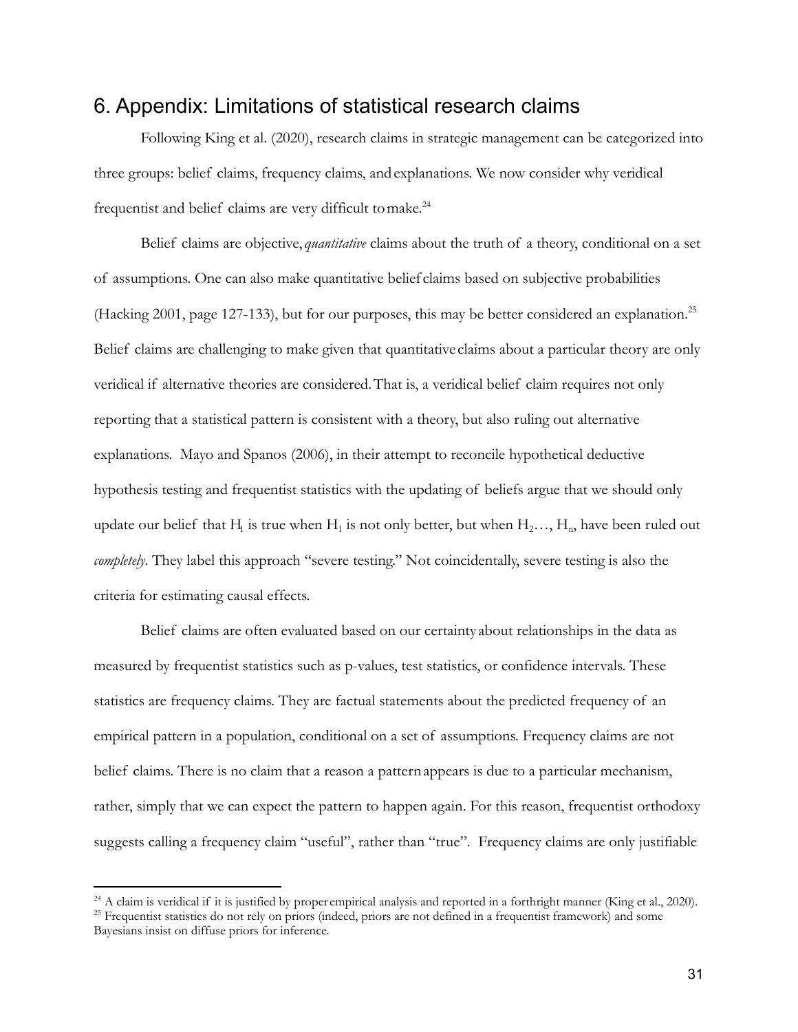## 6. Appendix: Limitations of statistical research claims

Following King et al. (2020), research claims in strategic management can be categorized into three groups: belief claims, frequency claims, and explanations. We now consider why veridical frequentist and belief claims are very difficult to make.[24]

Belief claims are objective, *quantitative* claims about the truth of a theory, conditional on a set of assumptions. One can also make quantitative belief claims based on subjective probabilities (Hacking 2001, page 127-133), but for our purposes, this may be better considered an explanation.[25] Belief claims are challenging to make given that quantitative claims about a particular theory are only veridical if alternative theories are considered. That is, a veridical belief claim requires not only reporting that a statistical pattern is consistent with a theory, but also ruling out alternative explanations. Mayo and Spanos (2006), in their attempt to reconcile hypothetical deductive hypothesis testing and frequentist statistics with the updating of beliefs argue that we should only update our belief that $H_1$ is true when $H_1$ is not only better, but when $H_2 \ldots, H_n$, have been ruled out *completely*. They label this approach "severe testing." Not coincidentally, severe testing is also the criteria for estimating causal effects.

Belief claims are often evaluated based on our certainty about relationships in the data as measured by frequentist statistics such as p-values, test statistics, or confidence intervals. These statistics are frequency claims. They are factual statements about the predicted frequency of an empirical pattern in a population, conditional on a set of assumptions. Frequency claims are not belief claims. There is no claim that a reason a pattern appears is due to a particular mechanism, rather, simply that we can expect the pattern to happen again. For this reason, frequentist orthodoxy suggests calling a frequency claim "useful", rather than "true". Frequency claims are only justifiable

[24] A claim is veridical if it is justified by proper empirical analysis and reported in a forthright manner (King et al., 2020).

[25] Frequentist statistics do not rely on priors (indeed, priors are not defined in a frequentist framework) and some Bayesians insist on diffuse priors for inference.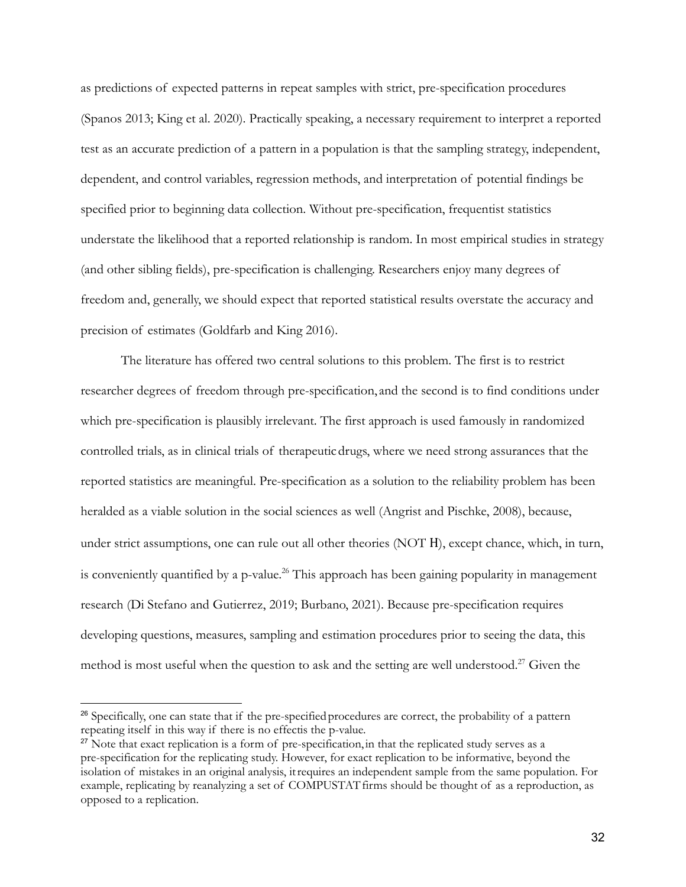as predictions of expected patterns in repeat samples with strict, pre-specification procedures (Spanos 2013; King et al. 2020). Practically speaking, a necessary requirement to interpret a reported test as an accurate prediction of a pattern in a population is that the sampling strategy, independent, dependent, and control variables, regression methods, and interpretation of potential findings be specified prior to beginning data collection. Without pre-specification, frequentist statistics understate the likelihood that a reported relationship is random. In most empirical studies in strategy (and other sibling fields), pre-specification is challenging. Researchers enjoy many degrees of freedom and, generally, we should expect that reported statistical results overstate the accuracy and precision of estimates (Goldfarb and King 2016).

The literature has offered two central solutions to this problem. The first is to restrict researcher degrees of freedom through pre-specification, and the second is to find conditions under which pre-specification is plausibly irrelevant. The first approach is used famously in randomized controlled trials, as in clinical trials of therapeutic drugs, where we need strong assurances that the reported statistics are meaningful. Pre-specification as a solution to the reliability problem has been heralded as a viable solution in the social sciences as well (Angrist and Pischke, 2008), because, under strict assumptions, one can rule out all other theories (NOT H), except chance, which, in turn, is conveniently quantified by a p-value.[26] This approach has been gaining popularity in management research (Di Stefano and Gutierrez, 2019; Burbano, 2021). Because pre-specification requires developing questions, measures, sampling and estimation procedures prior to seeing the data, this method is most useful when the question to ask and the setting are well understood.[27] Given the

---

[26] Specifically, one can state that if the pre-specified procedures are correct, the probability of a pattern repeating itself in this way if there is no effectis the p-value.

[27] Note that exact replication is a form of pre-specification, in that the replicated study serves as a pre-specification for the replicating study. However, for exact replication to be informative, beyond the isolation of mistakes in an original analysis, it requires an independent sample from the same population. For example, replicating by reanalyzing a set of COMPUSTAT firms should be thought of as a reproduction, as opposed to a replication.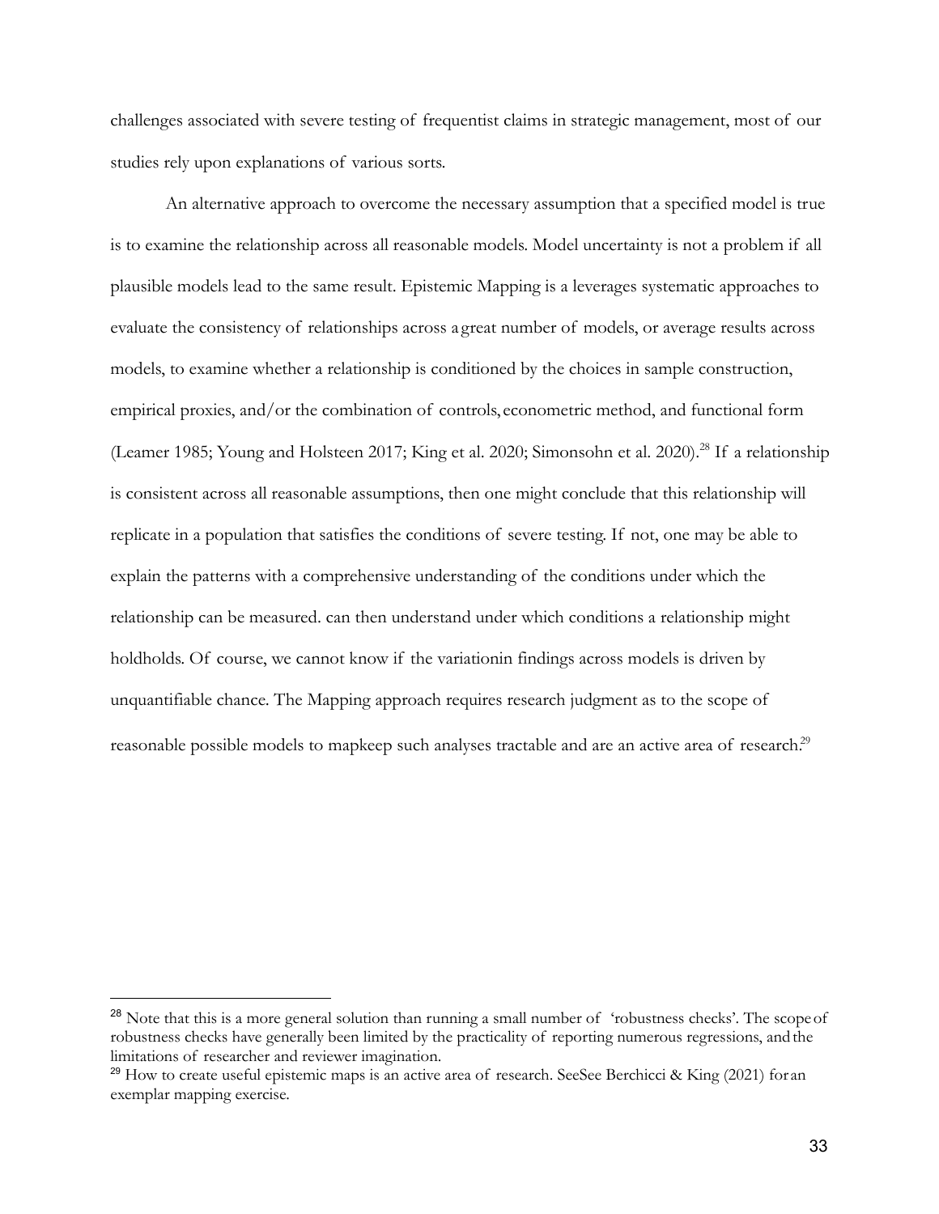challenges associated with severe testing of frequentist claims in strategic management, most of our studies rely upon explanations of various sorts.

An alternative approach to overcome the necessary assumption that a specified model is true is to examine the relationship across all reasonable models. Model uncertainty is not a problem if all plausible models lead to the same result. Epistemic Mapping is a leverages systematic approaches to evaluate the consistency of relationships across a great number of models, or average results across models, to examine whether a relationship is conditioned by the choices in sample construction, empirical proxies, and/or the combination of controls, econometric method, and functional form (Leamer 1985; Young and Holsteen 2017; King et al. 2020; Simonsohn et al. 2020).[28] If a relationship is consistent across all reasonable assumptions, then one might conclude that this relationship will replicate in a population that satisfies the conditions of severe testing. If not, one may be able to explain the patterns with a comprehensive understanding of the conditions under which the relationship can be measured. can then understand under which conditions a relationship might holdholds. Of course, we cannot know if the variationin findings across models is driven by unquantifiable chance. The Mapping approach requires research judgment as to the scope of reasonable possible models to mapkeep such analyses tractable and are an active area of research.[29]

---

[28] Note that this is a more general solution than running a small number of 'robustness checks'. The scope of robustness checks have generally been limited by the practicality of reporting numerous regressions, and the limitations of researcher and reviewer imagination.

[29] How to create useful epistemic maps is an active area of research. SeeSee Berchicci & King (2021) foran exemplar mapping exercise.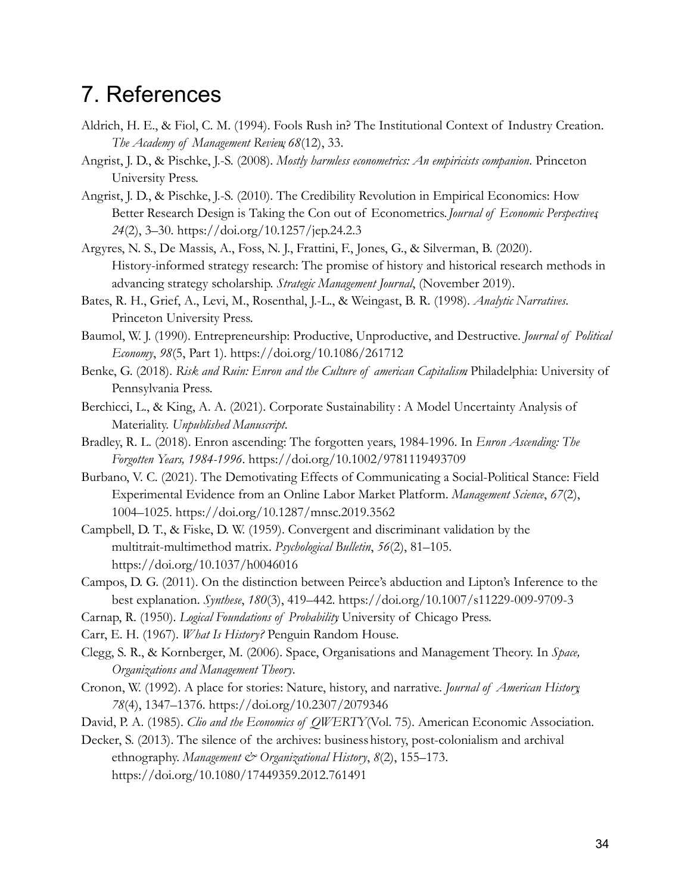# 7. References

Aldrich, H. E., & Fiol, C. M. (1994). Fools Rush in? The Institutional Context of Industry Creation. *The Academy of Management Review*, *68*(12), 33.

Angrist, J. D., & Pischke, J.-S. (2008). *Mostly harmless econometrics: An empiricists companion*. Princeton University Press.

Angrist, J. D., & Pischke, J.-S. (2010). The Credibility Revolution in Empirical Economics: How Better Research Design is Taking the Con out of Econometrics. *Journal of Economic Perspectives*, *24*(2), 3–30. https://doi.org/10.1257/jep.24.2.3

Argyres, N. S., De Massis, A., Foss, N. J., Frattini, F., Jones, G., & Silverman, B. (2020). History-informed strategy research: The promise of history and historical research methods in advancing strategy scholarship. *Strategic Management Journal*, (November 2019).

Bates, R. H., Grief, A., Levi, M., Rosenthal, J.-L., & Weingast, B. R. (1998). *Analytic Narratives*. Princeton University Press.

Baumol, W. J. (1990). Entrepreneurship: Productive, Unproductive, and Destructive. *Journal of Political Economy*, *98*(5, Part 1). https://doi.org/10.1086/261712

Benke, G. (2018). *Risk and Ruin: Enron and the Culture of american Capitalism*. Philadelphia: University of Pennsylvania Press.

Berchicci, L., & King, A. A. (2021). Corporate Sustainability : A Model Uncertainty Analysis of Materiality. *Unpublished Manuscript*.

Bradley, R. L. (2018). Enron ascending: The forgotten years, 1984-1996. In *Enron Ascending: The Forgotten Years, 1984-1996*. https://doi.org/10.1002/9781119493709

Burbano, V. C. (2021). The Demotivating Effects of Communicating a Social-Political Stance: Field Experimental Evidence from an Online Labor Market Platform. *Management Science*, *67*(2), 1004–1025. https://doi.org/10.1287/mnsc.2019.3562

Campbell, D. T., & Fiske, D. W. (1959). Convergent and discriminant validation by the multitrait-multimethod matrix. *Psychological Bulletin*, *56*(2), 81–105. https://doi.org/10.1037/h0046016

Campos, D. G. (2011). On the distinction between Peirce's abduction and Lipton's Inference to the best explanation. *Synthese*, *180*(3), 419–442. https://doi.org/10.1007/s11229-009-9709-3

Carnap, R. (1950). *Logical Foundations of Probability*. University of Chicago Press.

Carr, E. H. (1967). *What Is History?* Penguin Random House.

Clegg, S. R., & Kornberger, M. (2006). Space, Organisations and Management Theory. In *Space, Organizations and Management Theory*.

Cronon, W. (1992). A place for stories: Nature, history, and narrative. *Journal of American History*, *78*(4), 1347–1376. https://doi.org/10.2307/2079346

David, P. A. (1985). *Clio and the Economics of QWERTY* (Vol. 75). American Economic Association.

Decker, S. (2013). The silence of the archives: business history, post-colonialism and archival ethnography. *Management & Organizational History*, *8*(2), 155–173. https://doi.org/10.1080/17449359.2012.761491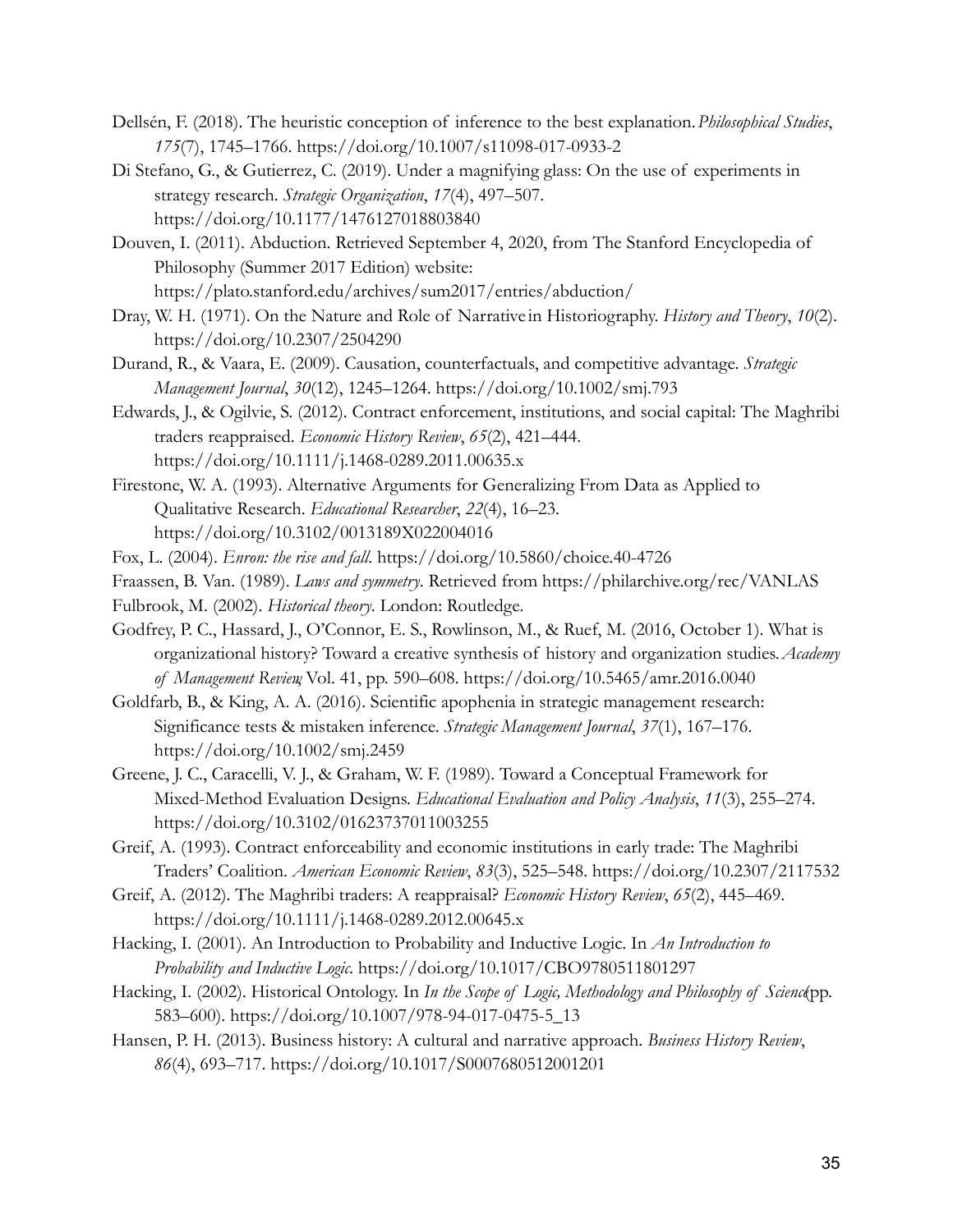Dellsén, F. (2018). The heuristic conception of inference to the best explanation. *Philosophical Studies*, *175*(7), 1745–1766. https://doi.org/10.1007/s11098-017-0933-2

Di Stefano, G., & Gutierrez, C. (2019). Under a magnifying glass: On the use of experiments in strategy research. *Strategic Organization*, *17*(4), 497–507. https://doi.org/10.1177/1476127018803840

Douven, I. (2011). Abduction. Retrieved September 4, 2020, from The Stanford Encyclopedia of Philosophy (Summer 2017 Edition) website: https://plato.stanford.edu/archives/sum2017/entries/abduction/

Dray, W. H. (1971). On the Nature and Role of Narrative in Historiography. *History and Theory*, *10*(2). https://doi.org/10.2307/2504290

Durand, R., & Vaara, E. (2009). Causation, counterfactuals, and competitive advantage. *Strategic Management Journal*, *30*(12), 1245–1264. https://doi.org/10.1002/smj.793

Edwards, J., & Ogilvie, S. (2012). Contract enforcement, institutions, and social capital: The Maghribi traders reappraised. *Economic History Review*, *65*(2), 421–444. https://doi.org/10.1111/j.1468-0289.2011.00635.x

Firestone, W. A. (1993). Alternative Arguments for Generalizing From Data as Applied to Qualitative Research. *Educational Researcher*, *22*(4), 16–23. https://doi.org/10.3102/0013189X022004016

Fox, L. (2004). *Enron: the rise and fall*. https://doi.org/10.5860/choice.40-4726

Fraassen, B. Van. (1989). *Laws and symmetry*. Retrieved from https://philarchive.org/rec/VANLAS

Fulbrook, M. (2002). *Historical theory*. London: Routledge.

Godfrey, P. C., Hassard, J., O'Connor, E. S., Rowlinson, M., & Ruef, M. (2016, October 1). What is organizational history? Toward a creative synthesis of history and organization studies. *Academy of Management Review*, Vol. 41, pp. 590–608. https://doi.org/10.5465/amr.2016.0040

Goldfarb, B., & King, A. A. (2016). Scientific apophenia in strategic management research: Significance tests & mistaken inference. *Strategic Management Journal*, *37*(1), 167–176. https://doi.org/10.1002/smj.2459

Greene, J. C., Caracelli, V. J., & Graham, W. F. (1989). Toward a Conceptual Framework for Mixed-Method Evaluation Designs. *Educational Evaluation and Policy Analysis*, *11*(3), 255–274. https://doi.org/10.3102/01623737011003255

Greif, A. (1993). Contract enforceability and economic institutions in early trade: The Maghribi Traders' Coalition. *American Economic Review*, *83*(3), 525–548. https://doi.org/10.2307/2117532

Greif, A. (2012). The Maghribi traders: A reappraisal? *Economic History Review*, *65*(2), 445–469. https://doi.org/10.1111/j.1468-0289.2012.00645.x

Hacking, I. (2001). An Introduction to Probability and Inductive Logic. In *An Introduction to Probability and Inductive Logic*. https://doi.org/10.1017/CBO9780511801297

Hacking, I. (2002). Historical Ontology. In *In the Scope of Logic, Methodology and Philosophy of Science* (pp. 583–600). https://doi.org/10.1007/978-94-017-0475-5_13

Hansen, P. H. (2013). Business history: A cultural and narrative approach. *Business History Review*, *86*(4), 693–717. https://doi.org/10.1017/S0007680512001201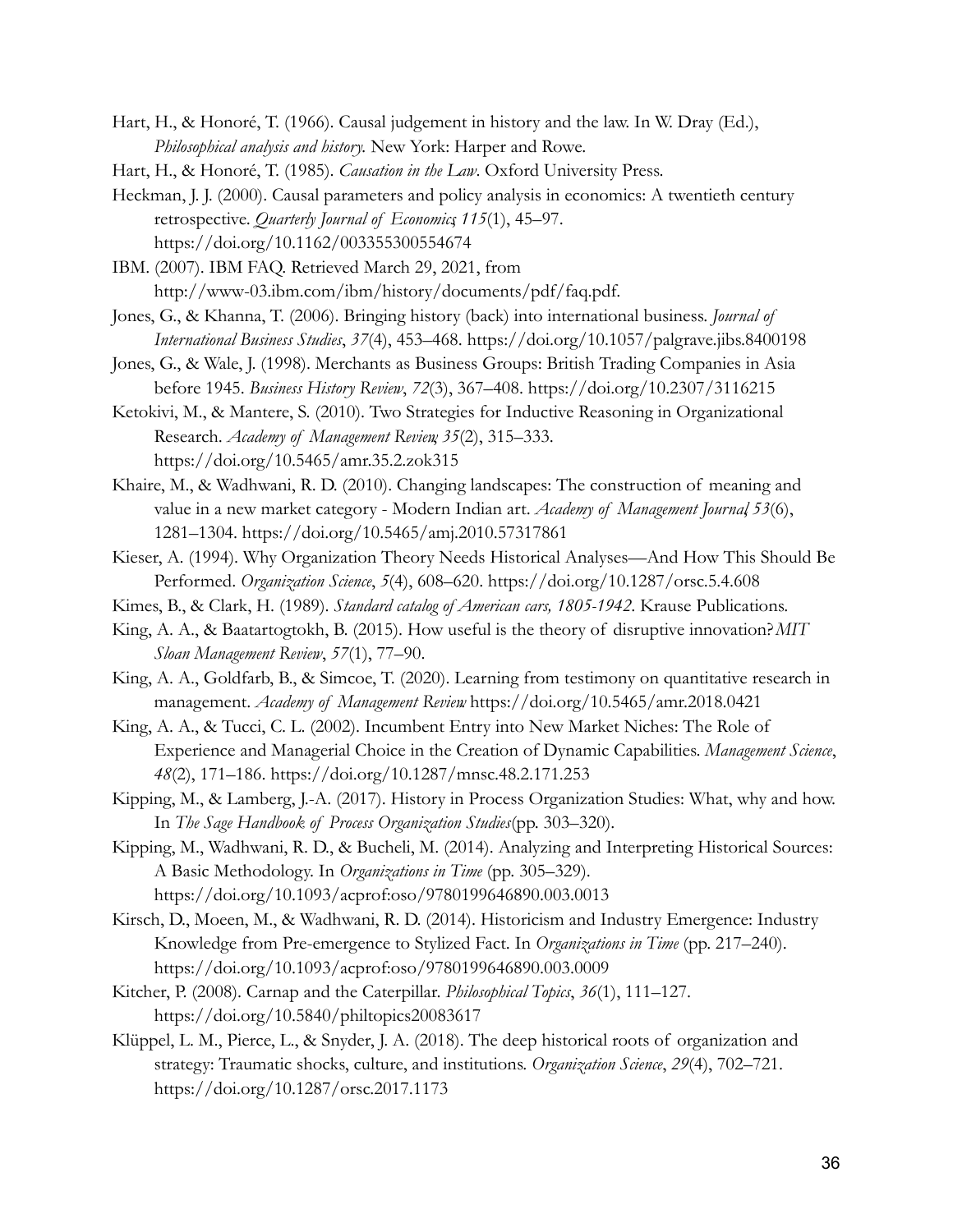Hart, H., & Honoré, T. (1966). Causal judgement in history and the law. In W. Dray (Ed.), *Philosophical analysis and history*. New York: Harper and Rowe.

Hart, H., & Honoré, T. (1985). *Causation in the Law*. Oxford University Press.

Heckman, J. J. (2000). Causal parameters and policy analysis in economics: A twentieth century retrospective. *Quarterly Journal of Economics*, *115*(1), 45–97. https://doi.org/10.1162/003355300554674

IBM. (2007). IBM FAQ. Retrieved March 29, 2021, from http://www-03.ibm.com/ibm/history/documents/pdf/faq.pdf.

Jones, G., & Khanna, T. (2006). Bringing history (back) into international business. *Journal of International Business Studies*, *37*(4), 453–468. https://doi.org/10.1057/palgrave.jibs.8400198

Jones, G., & Wale, J. (1998). Merchants as Business Groups: British Trading Companies in Asia before 1945. *Business History Review*, *72*(3), 367–408. https://doi.org/10.2307/3116215

Ketokivi, M., & Mantere, S. (2010). Two Strategies for Inductive Reasoning in Organizational Research. *Academy of Management Review*, *35*(2), 315–333. https://doi.org/10.5465/amr.35.2.zok315

Khaire, M., & Wadhwani, R. D. (2010). Changing landscapes: The construction of meaning and value in a new market category - Modern Indian art. *Academy of Management Journal*, *53*(6), 1281–1304. https://doi.org/10.5465/amj.2010.57317861

Kieser, A. (1994). Why Organization Theory Needs Historical Analyses—And How This Should Be Performed. *Organization Science*, *5*(4), 608–620. https://doi.org/10.1287/orsc.5.4.608

Kimes, B., & Clark, H. (1989). *Standard catalog of American cars, 1805-1942*. Krause Publications.

King, A. A., & Baatartogtokh, B. (2015). How useful is the theory of disruptive innovation? *MIT Sloan Management Review*, *57*(1), 77–90.

King, A. A., Goldfarb, B., & Simcoe, T. (2020). Learning from testimony on quantitative research in management. *Academy of Management Review* https://doi.org/10.5465/amr.2018.0421

King, A. A., & Tucci, C. L. (2002). Incumbent Entry into New Market Niches: The Role of Experience and Managerial Choice in the Creation of Dynamic Capabilities. *Management Science*, *48*(2), 171–186. https://doi.org/10.1287/mnsc.48.2.171.253

Kipping, M., & Lamberg, J.-A. (2017). History in Process Organization Studies: What, why and how. In *The Sage Handbook of Process Organization Studies* (pp. 303–320).

Kipping, M., Wadhwani, R. D., & Bucheli, M. (2014). Analyzing and Interpreting Historical Sources: A Basic Methodology. In *Organizations in Time* (pp. 305–329). https://doi.org/10.1093/acprof:oso/9780199646890.003.0013

Kirsch, D., Moeen, M., & Wadhwani, R. D. (2014). Historicism and Industry Emergence: Industry Knowledge from Pre-emergence to Stylized Fact. In *Organizations in Time* (pp. 217–240). https://doi.org/10.1093/acprof:oso/9780199646890.003.0009

Kitcher, P. (2008). Carnap and the Caterpillar. *Philosophical Topics*, *36*(1), 111–127. https://doi.org/10.5840/philtopics20083617

Klüppel, L. M., Pierce, L., & Snyder, J. A. (2018). The deep historical roots of organization and strategy: Traumatic shocks, culture, and institutions. *Organization Science*, *29*(4), 702–721. https://doi.org/10.1287/orsc.2017.1173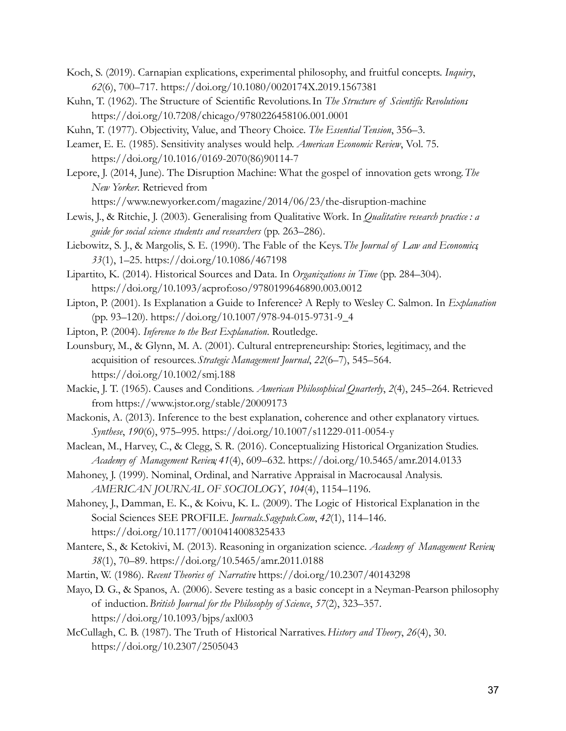Koch, S. (2019). Carnapian explications, experimental philosophy, and fruitful concepts. *Inquiry*, *62*(6), 700–717. https://doi.org/10.1080/0020174X.2019.1567381

Kuhn, T. (1962). The Structure of Scientific Revolutions. In *The Structure of Scientific Revolutions*. https://doi.org/10.7208/chicago/9780226458106.001.0001

Kuhn, T. (1977). Objectivity, Value, and Theory Choice. *The Essential Tension*, 356–3.

Leamer, E. E. (1985). Sensitivity analyses would help. *American Economic Review*, Vol. 75. https://doi.org/10.1016/0169-2070(86)90114-7

Lepore, J. (2014, June). The Disruption Machine: What the gospel of innovation gets wrong. *The New Yorker*. Retrieved from https://www.newyorker.com/magazine/2014/06/23/the-disruption-machine

Lewis, J., & Ritchie, J. (2003). Generalising from Qualitative Work. In *Qualitative research practice : a guide for social science students and researchers* (pp. 263–286).

Liebowitz, S. J., & Margolis, S. E. (1990). The Fable of the Keys. *The Journal of Law and Economics*, *33*(1), 1–25. https://doi.org/10.1086/467198

Lipartito, K. (2014). Historical Sources and Data. In *Organizations in Time* (pp. 284–304). https://doi.org/10.1093/acprof:oso/9780199646890.003.0012

Lipton, P. (2001). Is Explanation a Guide to Inference? A Reply to Wesley C. Salmon. In *Explanation* (pp. 93–120). https://doi.org/10.1007/978-94-015-9731-9_4

Lipton, P. (2004). *Inference to the Best Explanation*. Routledge.

Lounsbury, M., & Glynn, M. A. (2001). Cultural entrepreneurship: Stories, legitimacy, and the acquisition of resources. *Strategic Management Journal*, *22*(6–7), 545–564. https://doi.org/10.1002/smj.188

Mackie, J. T. (1965). Causes and Conditions. *American Philosophical Quarterly*, *2*(4), 245–264. Retrieved from https://www.jstor.org/stable/20009173

Mackonis, A. (2013). Inference to the best explanation, coherence and other explanatory virtues. *Synthese*, *190*(6), 975–995. https://doi.org/10.1007/s11229-011-0054-y

Maclean, M., Harvey, C., & Clegg, S. R. (2016). Conceptualizing Historical Organization Studies. *Academy of Management Review*, *41*(4), 609–632. https://doi.org/10.5465/amr.2014.0133

Mahoney, J. (1999). Nominal, Ordinal, and Narrative Appraisal in Macrocausal Analysis. *AMERICAN JOURNAL OF SOCIOLOGY*, *104*(4), 1154–1196.

Mahoney, J., Damman, E. K., & Koivu, K. L. (2009). The Logic of Historical Explanation in the Social Sciences SEE PROFILE. *Journals.Sagepub.Com*, *42*(1), 114–146. https://doi.org/10.1177/0010414008325433

Mantere, S., & Ketokivi, M. (2013). Reasoning in organization science. *Academy of Management Review*, *38*(1), 70–89. https://doi.org/10.5465/amr.2011.0188

Martin, W. (1986). *Recent Theories of Narrative*. https://doi.org/10.2307/40143298

Mayo, D. G., & Spanos, A. (2006). Severe testing as a basic concept in a Neyman-Pearson philosophy of induction. *British Journal for the Philosophy of Science*, *57*(2), 323–357. https://doi.org/10.1093/bjps/axl003

McCullagh, C. B. (1987). The Truth of Historical Narratives. *History and Theory*, *26*(4), 30. https://doi.org/10.2307/2505043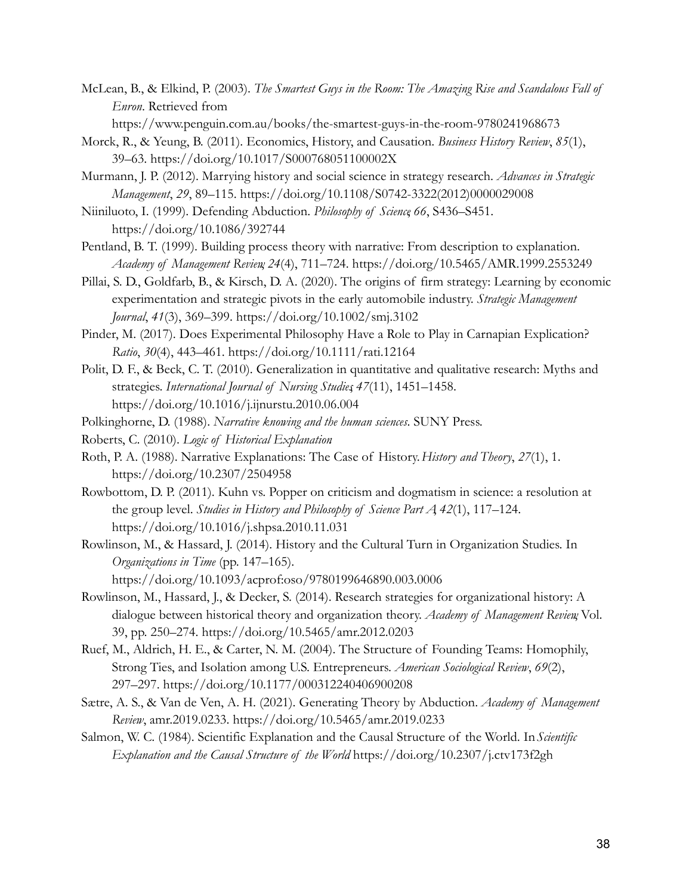McLean, B., & Elkind, P. (2003). *The Smartest Guys in the Room: The Amazing Rise and Scandalous Fall of Enron*. Retrieved from https://www.penguin.com.au/books/the-smartest-guys-in-the-room-9780241968673

Morck, R., & Yeung, B. (2011). Economics, History, and Causation. *Business History Review*, *85*(1), 39–63. https://doi.org/10.1017/S000768051100002X

Murmann, J. P. (2012). Marrying history and social science in strategy research. *Advances in Strategic Management*, *29*, 89–115. https://doi.org/10.1108/S0742-3322(2012)0000029008

Niiniluoto, I. (1999). Defending Abduction. *Philosophy of Science*, *66*, S436–S451. https://doi.org/10.1086/392744

Pentland, B. T. (1999). Building process theory with narrative: From description to explanation. *Academy of Management Review*, *24*(4), 711–724. https://doi.org/10.5465/AMR.1999.2553249

Pillai, S. D., Goldfarb, B., & Kirsch, D. A. (2020). The origins of firm strategy: Learning by economic experimentation and strategic pivots in the early automobile industry. *Strategic Management Journal*, *41*(3), 369–399. https://doi.org/10.1002/smj.3102

Pinder, M. (2017). Does Experimental Philosophy Have a Role to Play in Carnapian Explication? *Ratio*, *30*(4), 443–461. https://doi.org/10.1111/rati.12164

Polit, D. F., & Beck, C. T. (2010). Generalization in quantitative and qualitative research: Myths and strategies. *International Journal of Nursing Studies*, *47*(11), 1451–1458. https://doi.org/10.1016/j.ijnurstu.2010.06.004

Polkinghorne, D. (1988). *Narrative knowing and the human sciences*. SUNY Press.

Roberts, C. (2010). *Logic of Historical Explanation*.

Roth, P. A. (1988). Narrative Explanations: The Case of History. *History and Theory*, *27*(1), 1. https://doi.org/10.2307/2504958

Rowbottom, D. P. (2011). Kuhn vs. Popper on criticism and dogmatism in science: a resolution at the group level. *Studies in History and Philosophy of Science Part A*, *42*(1), 117–124. https://doi.org/10.1016/j.shpsa.2010.11.031

Rowlinson, M., & Hassard, J. (2014). History and the Cultural Turn in Organization Studies. In *Organizations in Time* (pp. 147–165). https://doi.org/10.1093/acprof:oso/9780199646890.003.0006

Rowlinson, M., Hassard, J., & Decker, S. (2014). Research strategies for organizational history: A dialogue between historical theory and organization theory. *Academy of Management Review*, Vol. 39, pp. 250–274. https://doi.org/10.5465/amr.2012.0203

Ruef, M., Aldrich, H. E., & Carter, N. M. (2004). The Structure of Founding Teams: Homophily, Strong Ties, and Isolation among U.S. Entrepreneurs. *American Sociological Review*, *69*(2), 297–297. https://doi.org/10.1177/000312240406900208

Sætre, A. S., & Van de Ven, A. H. (2021). Generating Theory by Abduction. *Academy of Management Review*, amr.2019.0233. https://doi.org/10.5465/amr.2019.0233

Salmon, W. C. (1984). Scientific Explanation and the Causal Structure of the World. In *Scientific Explanation and the Causal Structure of the World*. https://doi.org/10.2307/j.ctv173f2gh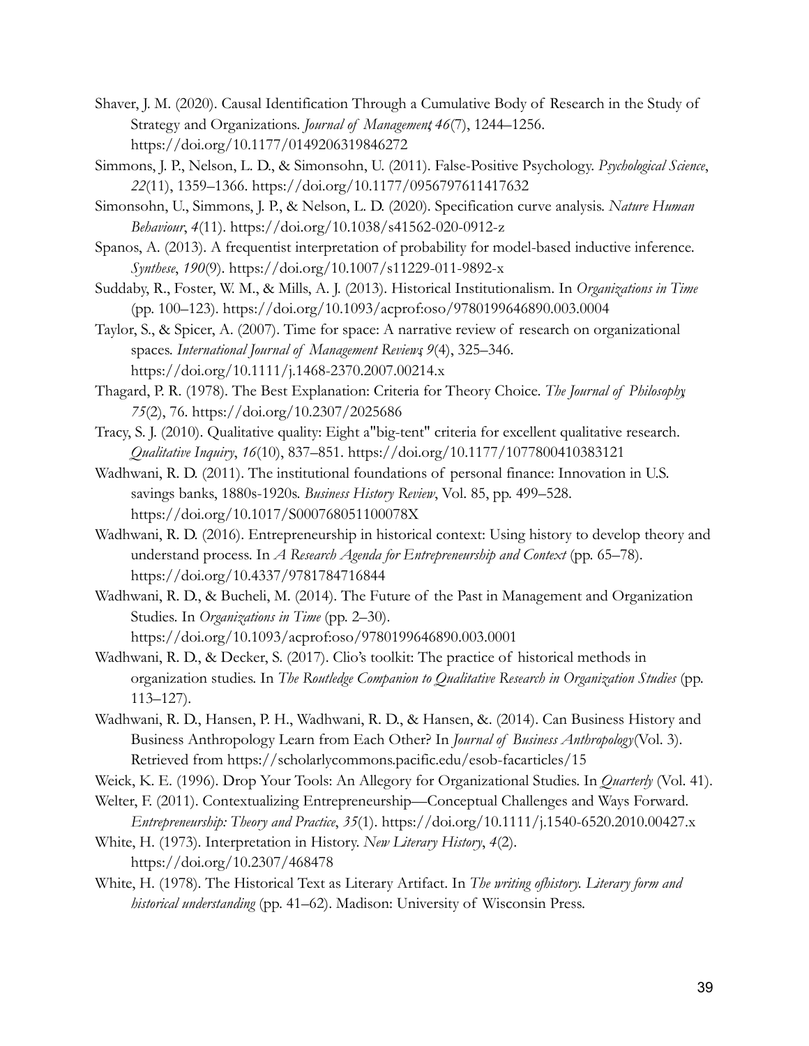Shaver, J. M. (2020). Causal Identification Through a Cumulative Body of Research in the Study of Strategy and Organizations. *Journal of Management*, *46*(7), 1244–1256. https://doi.org/10.1177/0149206319846272

Simmons, J. P., Nelson, L. D., & Simonsohn, U. (2011). False-Positive Psychology. *Psychological Science*, *22*(11), 1359–1366. https://doi.org/10.1177/0956797611417632

Simonsohn, U., Simmons, J. P., & Nelson, L. D. (2020). Specification curve analysis. *Nature Human Behaviour*, *4*(11). https://doi.org/10.1038/s41562-020-0912-z

Spanos, A. (2013). A frequentist interpretation of probability for model-based inductive inference. *Synthese*, *190*(9). https://doi.org/10.1007/s11229-011-9892-x

Suddaby, R., Foster, W. M., & Mills, A. J. (2013). Historical Institutionalism. In *Organizations in Time* (pp. 100–123). https://doi.org/10.1093/acprof:oso/9780199646890.003.0004

Taylor, S., & Spicer, A. (2007). Time for space: A narrative review of research on organizational spaces. *International Journal of Management Reviews*, *9*(4), 325–346. https://doi.org/10.1111/j.1468-2370.2007.00214.x

Thagard, P. R. (1978). The Best Explanation: Criteria for Theory Choice. *The Journal of Philosophy*, *75*(2), 76. https://doi.org/10.2307/2025686

Tracy, S. J. (2010). Qualitative quality: Eight a"big-tent" criteria for excellent qualitative research. *Qualitative Inquiry*, *16*(10), 837–851. https://doi.org/10.1177/1077800410383121

Wadhwani, R. D. (2011). The institutional foundations of personal finance: Innovation in U.S. savings banks, 1880s-1920s. *Business History Review*, Vol. 85, pp. 499–528. https://doi.org/10.1017/S000768051100078X

Wadhwani, R. D. (2016). Entrepreneurship in historical context: Using history to develop theory and understand process. In *A Research Agenda for Entrepreneurship and Context* (pp. 65–78). https://doi.org/10.4337/9781784716844

Wadhwani, R. D., & Bucheli, M. (2014). The Future of the Past in Management and Organization Studies. In *Organizations in Time* (pp. 2–30). https://doi.org/10.1093/acprof:oso/9780199646890.003.0001

Wadhwani, R. D., & Decker, S. (2017). Clio's toolkit: The practice of historical methods in organization studies. In *The Routledge Companion to Qualitative Research in Organization Studies* (pp. 113–127).

Wadhwani, R. D., Hansen, P. H., Wadhwani, R. D., & Hansen, &. (2014). Can Business History and Business Anthropology Learn from Each Other? In *Journal of Business Anthropology* (Vol. 3). Retrieved from https://scholarlycommons.pacific.edu/esob-facarticles/15

Weick, K. E. (1996). Drop Your Tools: An Allegory for Organizational Studies. In *Quarterly* (Vol. 41).

Welter, F. (2011). Contextualizing Entrepreneurship—Conceptual Challenges and Ways Forward. *Entrepreneurship: Theory and Practice*, *35*(1). https://doi.org/10.1111/j.1540-6520.2010.00427.x

White, H. (1973). Interpretation in History. *New Literary History*, *4*(2). https://doi.org/10.2307/468478

White, H. (1978). The Historical Text as Literary Artifact. In *The writing ofhistory. Literary form and historical understanding* (pp. 41–62). Madison: University of Wisconsin Press.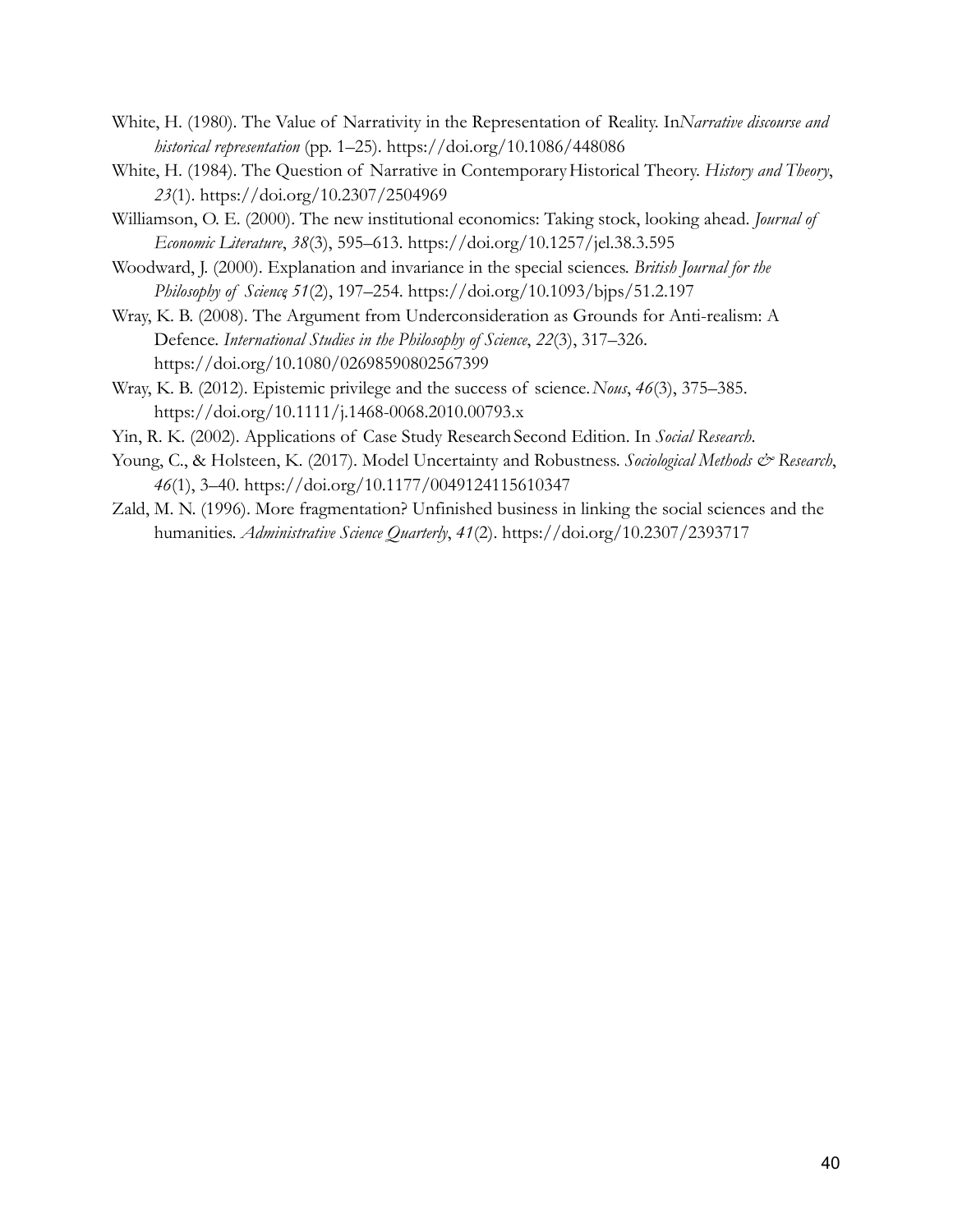White, H. (1980). The Value of Narrativity in the Representation of Reality. In *Narrative discourse and historical representation* (pp. 1–25). https://doi.org/10.1086/448086

White, H. (1984). The Question of Narrative in Contemporary Historical Theory. *History and Theory*, *23*(1). https://doi.org/10.2307/2504969

Williamson, O. E. (2000). The new institutional economics: Taking stock, looking ahead. *Journal of Economic Literature*, *38*(3), 595–613. https://doi.org/10.1257/jel.38.3.595

Woodward, J. (2000). Explanation and invariance in the special sciences. *British Journal for the Philosophy of Science*, *51*(2), 197–254. https://doi.org/10.1093/bjps/51.2.197

Wray, K. B. (2008). The Argument from Underconsideration as Grounds for Anti-realism: A Defence. *International Studies in the Philosophy of Science*, *22*(3), 317–326. https://doi.org/10.1080/02698590802567399

Wray, K. B. (2012). Epistemic privilege and the success of science. *Nous*, *46*(3), 375–385. https://doi.org/10.1111/j.1468-0068.2010.00793.x

Yin, R. K. (2002). Applications of Case Study Research Second Edition. In *Social Research*.

Young, C., & Holsteen, K. (2017). Model Uncertainty and Robustness. *Sociological Methods & Research*, *46*(1), 3–40. https://doi.org/10.1177/0049124115610347

Zald, M. N. (1996). More fragmentation? Unfinished business in linking the social sciences and the humanities. *Administrative Science Quarterly*, *41*(2). https://doi.org/10.2307/2393717